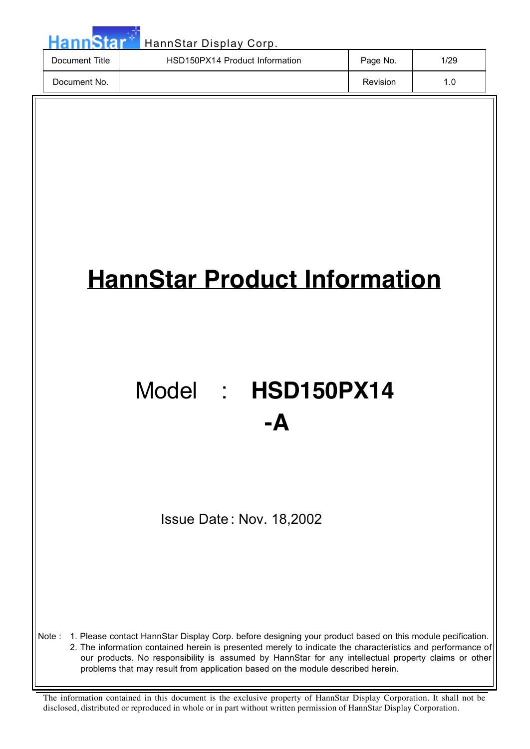# HannStar Product Information

Model : **HSD150PX14 -A**

Issue Date : Nov. 18,2002

Note : 1. Please contact HannStar Display Corp. before designing your product based on this module pecification.
2. The information contained herein is presented merely to indicate the characteristics and performance of our products. No responsibility is assumed by HannStar for any intellectual property claims or other problems that may result from application based on the module described herein.

The information contained in this document is the exclusive property of HannStar Display Corporation. It shall not be disclosed, distributed or reproduced in whole or in part without written permission of HannStar Display Corporation.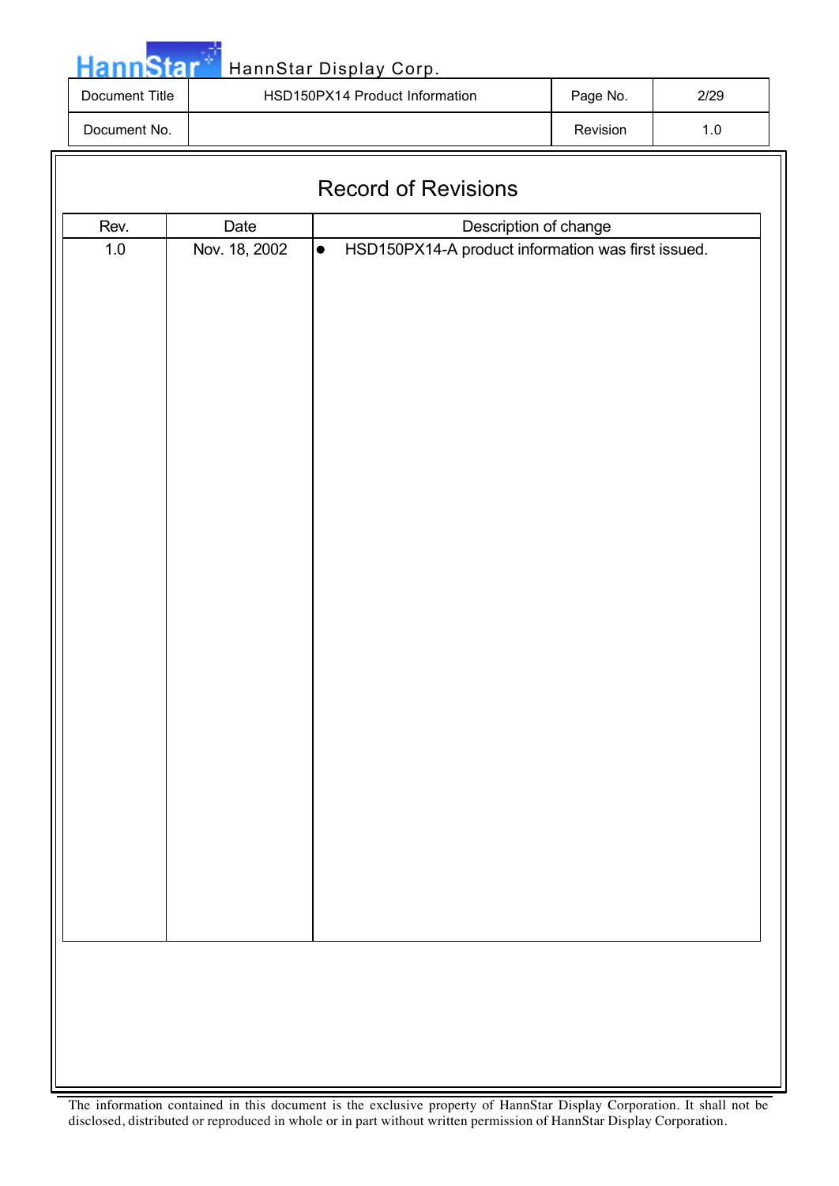# Record of Revisions

| Rev. | Date | Description of change |
| --- | --- | --- |
| 1.0 | Nov. 18, 2002 | ● HSD150PX14-A product information was first issued. |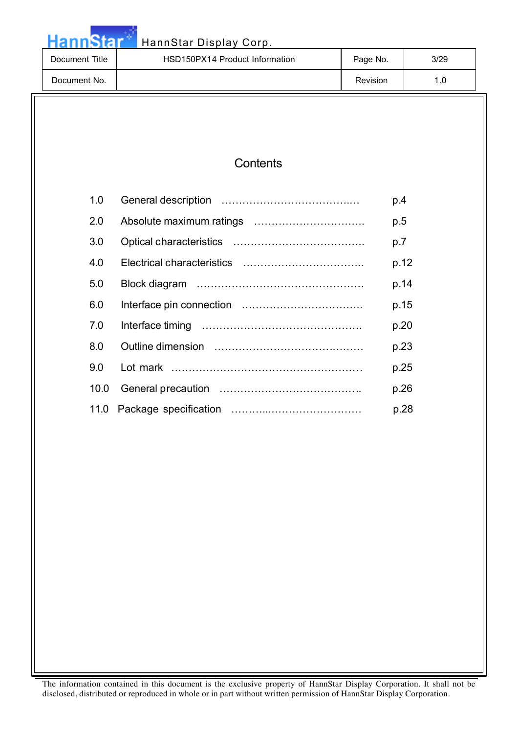# Contents

| | | |
|---|---|---|
| 1.0 | General description | p.4 |
| 2.0 | Absolute maximum ratings | p.5 |
| 3.0 | Optical characteristics | p.7 |
| 4.0 | Electrical characteristics | p.12 |
| 5.0 | Block diagram | p.14 |
| 6.0 | Interface pin connection | p.15 |
| 7.0 | Interface timing | p.20 |
| 8.0 | Outline dimension | p.23 |
| 9.0 | Lot mark | p.25 |
| 10.0 | General precaution | p.26 |
| 11.0 | Package specification | p.28 |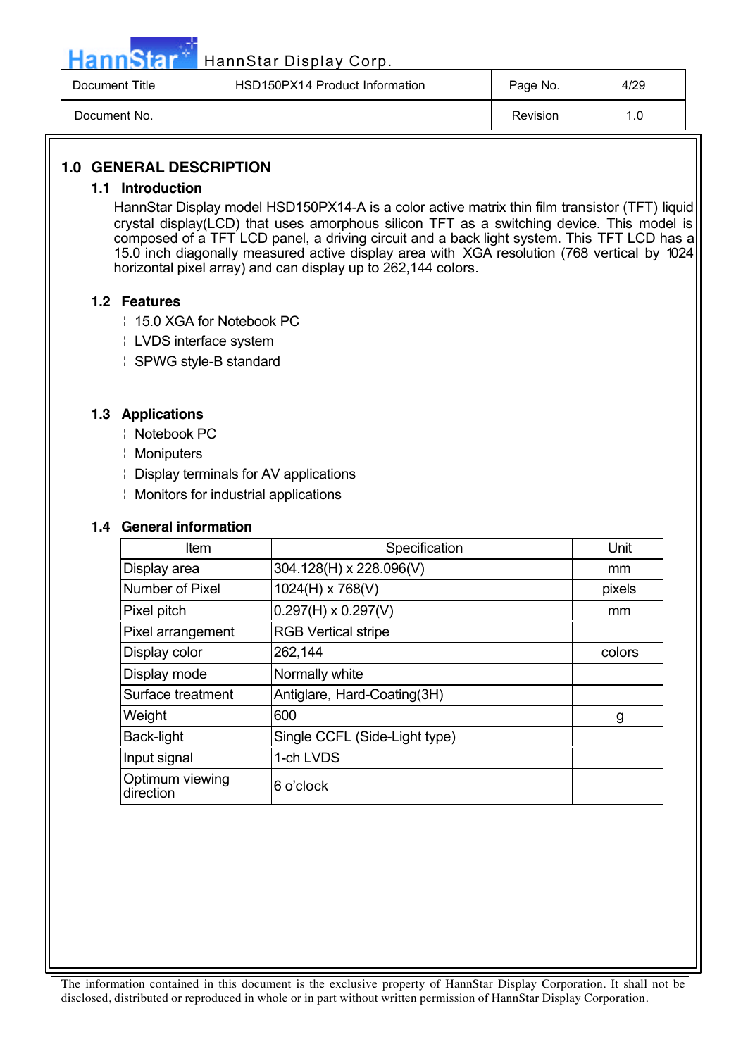## 1.0 GENERAL DESCRIPTION

### 1.1 Introduction

HannStar Display model HSD150PX14-A is a color active matrix thin film transistor (TFT) liquid crystal display(LCD) that uses amorphous silicon TFT as a switching device. This model is composed of a TFT LCD panel, a driving circuit and a back light system. This TFT LCD has a 15.0 inch diagonally measured active display area with XGA resolution (768 vertical by 1024 horizontal pixel array) and can display up to 262,144 colors.

### 1.2 Features

- 15.0 XGA for Notebook PC
- LVDS interface system
- SPWG style-B standard

### 1.3 Applications

- Notebook PC
- Moniputers
- Display terminals for AV applications
- Monitors for industrial applications

### 1.4 General information

| Item | Specification | Unit |
|---|---|---|
| Display area | 304.128(H) x 228.096(V) | mm |
| Number of Pixel | 1024(H) x 768(V) | pixels |
| Pixel pitch | 0.297(H) x 0.297(V) | mm |
| Pixel arrangement | RGB Vertical stripe | |
| Display color | 262,144 | colors |
| Display mode | Normally white | |
| Surface treatment | Antiglare, Hard-Coating(3H) | |
| Weight | 600 | g |
| Back-light | Single CCFL (Side-Light type) | |
| Input signal | 1-ch LVDS | |
| Optimum viewing direction | 6 o'clock | |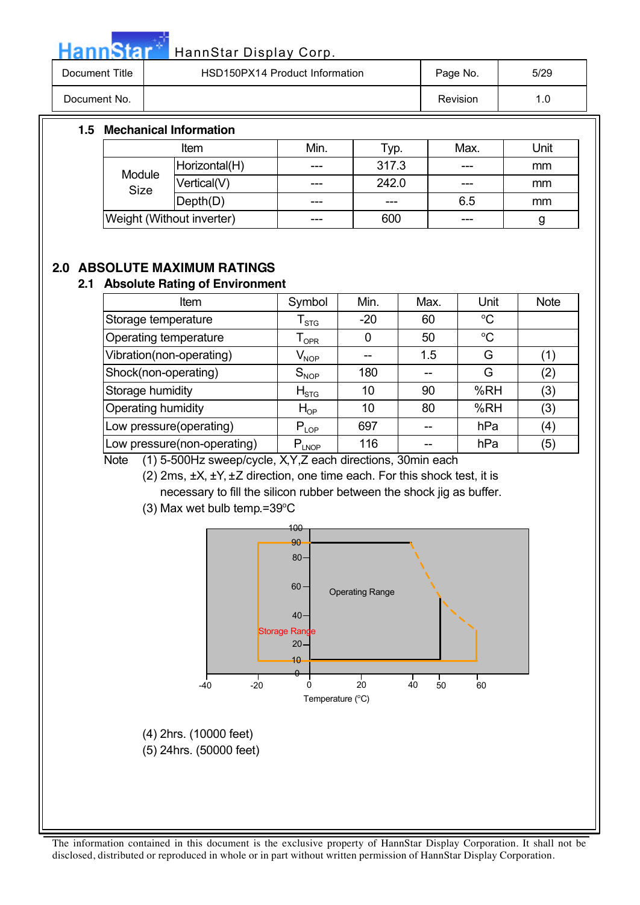### 1.5 Mechanical Information

| Item | | Min. | Typ. | Max. | Unit |
|---|---|---|---|---|---|
| Module Size | Horizontal(H) | --- | 317.3 | --- | mm |
| | Vertical(V) | --- | 242.0 | --- | mm |
| | Depth(D) | --- | --- | 6.5 | mm |
| Weight (Without inverter) | | --- | 600 | --- | g |

## 2.0 ABSOLUTE MAXIMUM RATINGS

### 2.1 Absolute Rating of Environment

| Item | Symbol | Min. | Max. | Unit | Note |
|---|---|---|---|---|---|
| Storage temperature | $T_{STG}$ | -20 | 60 | °C | |
| Operating temperature | $T_{OPR}$ | 0 | 50 | °C | |
| Vibration(non-operating) | $V_{NOP}$ | -- | 1.5 | G | (1) |
| Shock(non-operating) | $S_{NOP}$ | 180 | -- | G | (2) |
| Storage humidity | $H_{STG}$ | 10 | 90 | %RH | (3) |
| Operating humidity | $H_{OP}$ | 10 | 80 | %RH | (3) |
| Low pressure(operating) | $P_{LOP}$ | 697 | -- | hPa | (4) |
| Low pressure(non-operating) | $P_{LNOP}$ | 116 | -- | hPa | (5) |

Note (1) 5-500Hz sweep/cycle, X,Y,Z each direction, 30min each

(2) 2ms, ±X, ±Y, ±Z direction, one time each. For this shock test, it is necessary to fill the silicon rubber between the shock jig as buffer.

(3) Max wet bulb temp.=39°C

(4) 2hrs. (10000 feet)

(5) 24hrs. (50000 feet)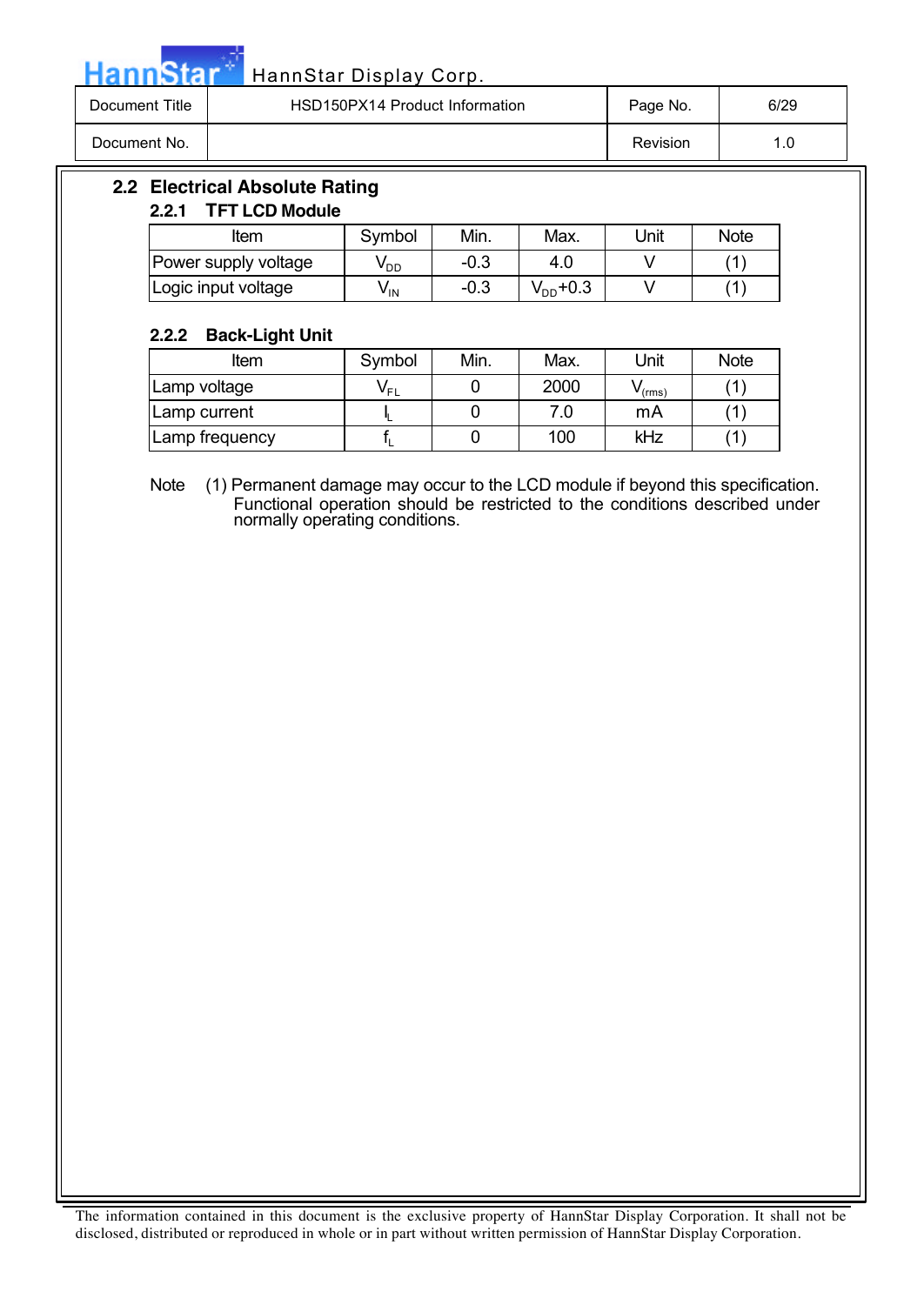## 2.2 Electrical Absolute Rating

### 2.2.1 TFT LCD Module

| Item | Symbol | Min. | Max. | Unit | Note |
|---|---|---|---|---|---|
| Power supply voltage | $V_{DD}$ | -0.3 | 4.0 | V | (1) |
| Logic input voltage | $V_{IN}$ | -0.3 | $V_{DD}$+0.3 | V | (1) |

### 2.2.2 Back-Light Unit

| Item | Symbol | Min. | Max. | Unit | Note |
|---|---|---|---|---|---|
| Lamp voltage | $V_{FL}$ | 0 | 2000 | $V_{(rms)}$ | (1) |
| Lamp current | $I_L$ | 0 | 7.0 | mA | (1) |
| Lamp frequency | $f_L$ | 0 | 100 | kHz | (1) |

Note (1) Permanent damage may occur to the LCD module if beyond this specification. Functional operation should be restricted to the conditions described under normally operating conditions.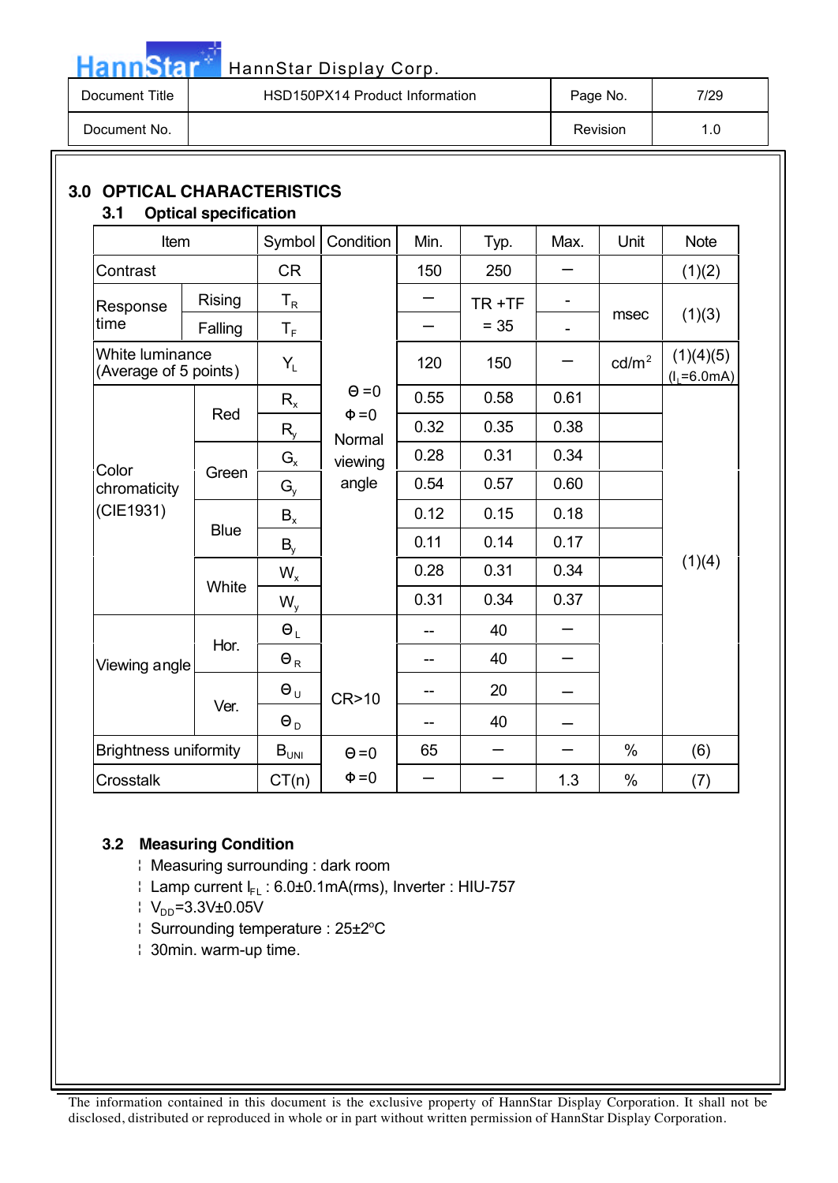## 3.0 OPTICAL CHARACTERISTICS

### 3.1 Optical specification

| Item | | Symbol | Condition | Min. | Typ. | Max. | Unit | Note |
|---|---|---|---|---|---|---|---|---|
| Contrast | | CR | Θ=0<br>Φ=0<br>Normal viewing angle | 150 | 250 | – | | (1)(2) |
| Response time | Rising | $T_R$ | | – | TR +TF = 35 | - | msec | (1)(3) |
| | Falling | $T_F$ | | – | | - | | |
| White luminance (Average of 5 points) | | $Y_L$ | | 120 | 150 | – | cd/m$^2$ | (1)(4)(5) ($I_L$=6.0mA) |
| Color chromaticity (CIE1931) | Red | $R_x$ | | 0.55 | 0.58 | 0.61 | | (1)(4) |
| | | $R_y$ | | 0.32 | 0.35 | 0.38 | | |
| | Green | $G_x$ | | 0.28 | 0.31 | 0.34 | | |
| | | $G_y$ | | 0.54 | 0.57 | 0.60 | | |
| | Blue | $B_x$ | | 0.12 | 0.15 | 0.18 | | |
| | | $B_y$ | | 0.11 | 0.14 | 0.17 | | |
| | White | $W_x$ | | 0.28 | 0.31 | 0.34 | | |
| | | $W_y$ | | 0.31 | 0.34 | 0.37 | | |
| Viewing angle | Hor. | $Θ_L$ | CR>10 | -- | 40 | – | | |
| | | $Θ_R$ | | -- | 40 | – | | |
| | Ver. | $Θ_U$ | | -- | 20 | – | | |
| | | $Θ_D$ | | -- | 40 | – | | |
| Brightness uniformity | | $B_{UNI}$ | Θ=0<br>Φ=0 | 65 | – | – | % | (6) |
| Crosstalk | | CT(n) | | – | – | 1.3 | % | (7) |

### 3.2 Measuring Condition

- Measuring surrounding : dark room
- Lamp current $I_{FL}$ : 6.0±0.1mA(rms), Inverter : HIU-757
- $V_{DD}$=3.3V±0.05V
- Surrounding temperature : 25±2°C
- 30min. warm-up time.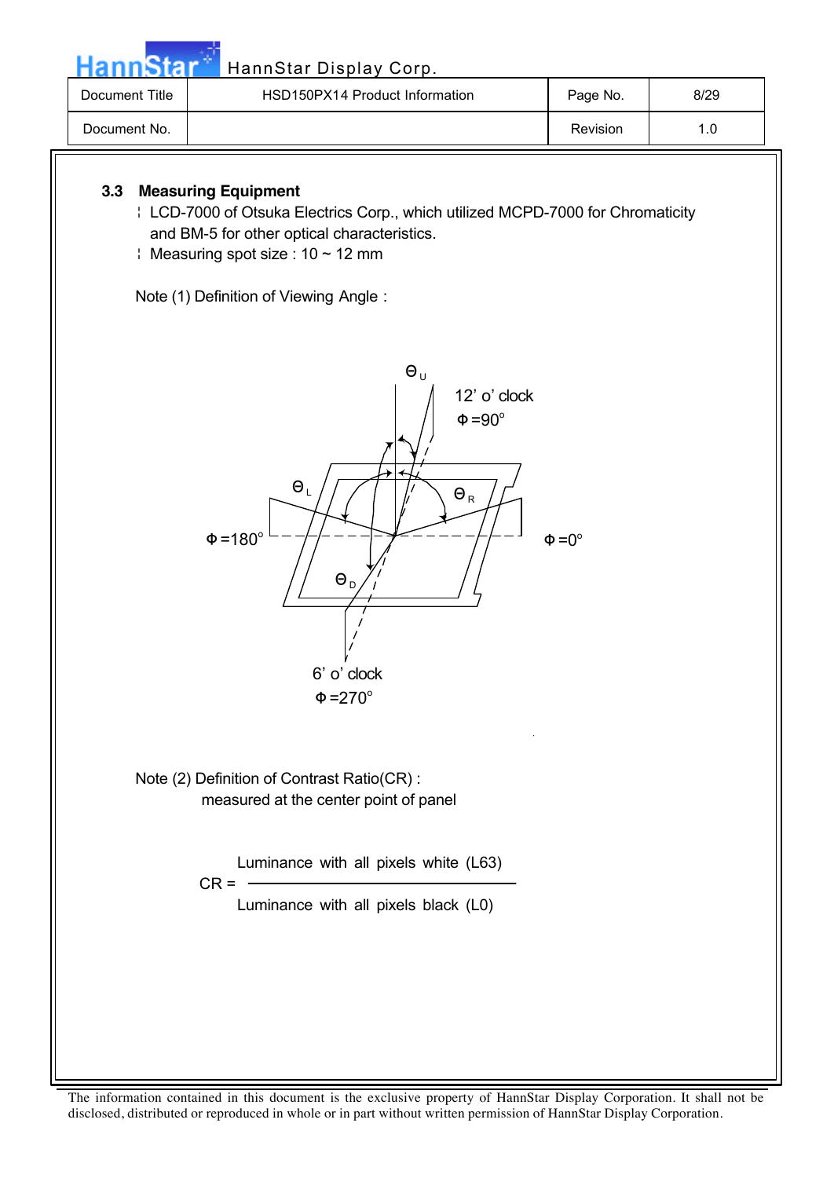### 3.3 Measuring Equipment

- LCD-7000 of Otsuka Electrics Corp., which utilized MCPD-7000 for Chromaticity and BM-5 for other optical characteristics.
- Measuring spot size : 10 ~ 12 mm

Note (1) Definition of Viewing Angle :

Note (2) Definition of Contrast Ratio(CR) :

measured at the center point of panel

$$CR = \frac{\text{Luminance with all pixels white (L63)}}{\text{Luminance with all pixels black (L0)}}$$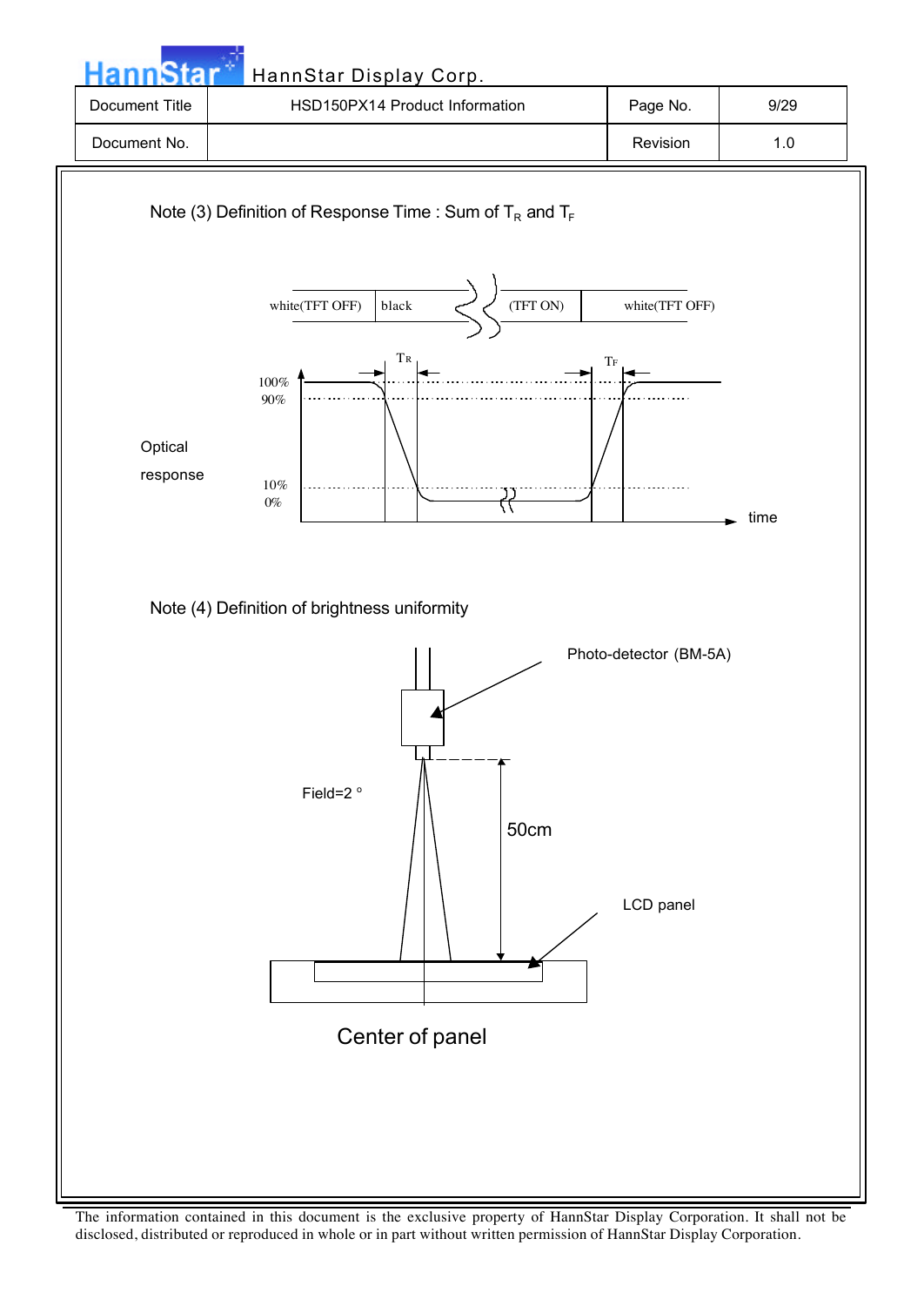Note (3) Definition of Response Time : Sum of $T_R$ and $T_F$

white(TFT OFF) | black | (TFT ON) | white(TFT OFF)

Optical response

100%
90%
10%
0%

$T_R$ $T_F$

time

Note (4) Definition of brightness uniformity

Photo-detector (BM-5A)

Field=2 °

50cm

LCD panel

Center of panel

The information contained in this document is the exclusive property of HannStar Display Corporation. It shall not be disclosed, distributed or reproduced in whole or in part without written permission of HannStar Display Corporation.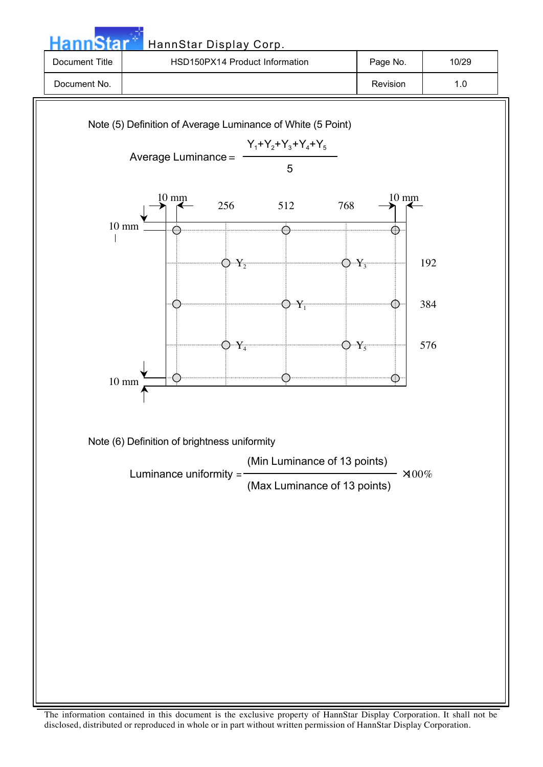Note (5) Definition of Average Luminance of White (5 Point)

$$\text{Average Luminance} = \frac{Y_1+Y_2+Y_3+Y_4+Y_5}{5}$$

10 mm 256 512 768 10 mm

10 mm

$Y_2$ $Y_3$ 192

$Y_1$ 384

$Y_4$ $Y_5$ 576

10 mm

Note (6) Definition of brightness uniformity

$$\text{Luminance uniformity} = \frac{\text{(Min Luminance of 13 points)}}{\text{(Max Luminance of 13 points)}} \times 100\%$$

The information contained in this document is the exclusive property of HannStar Display Corporation. It shall not be disclosed, distributed or reproduced in whole or in part without written permission of HannStar Display Corporation.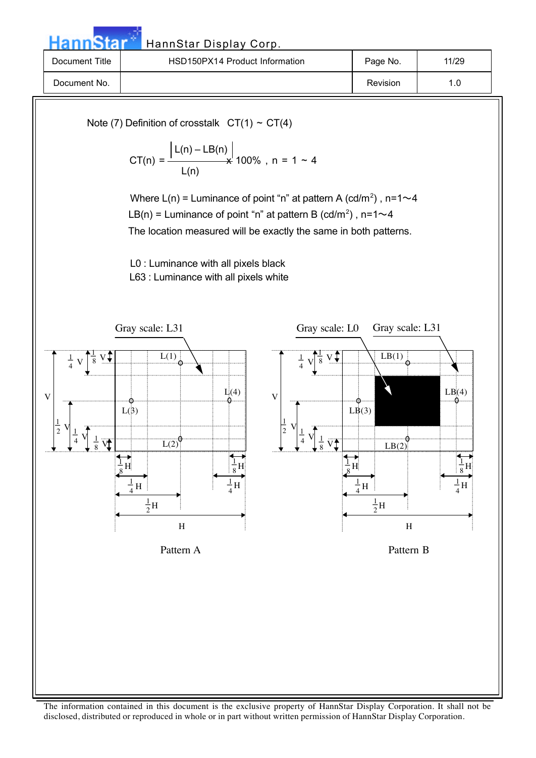Note (7) Definition of crosstalk CT(1) ~ CT(4)

$$CT(n) = \frac{|L(n) - LB(n)|}{L(n)} \times 100\% \text{ , } n = 1 \sim 4$$

Where L(n) = Luminance of point "n" at pattern A (cd/m$^2$) , n=1～4

LB(n) = Luminance of point "n" at pattern B (cd/m$^2$) , n=1～4

The location measured will be exactly the same in both patterns.

L0 : Luminance with all pixels black

L63 : Luminance with all pixels white

Gray scale: L31

L(1)

L(4)

L(3)

L(2)

V

$\frac{1}{4}$ V

$\frac{1}{8}$ V

$\frac{1}{2}$ V

$\frac{1}{4}$ V

$\frac{1}{8}$ V

$\frac{1}{8}$ H

$\frac{1}{4}$ H

$\frac{1}{2}$ H

H

$\frac{1}{8}$ H

$\frac{1}{4}$ H

Pattern A

Gray scale: L0

Gray scale: L31

LB(1)

LB(4)

LB(3)

LB(2)

V

$\frac{1}{4}$ V

$\frac{1}{8}$ V

$\frac{1}{2}$ V

$\frac{1}{4}$ V

$\frac{1}{8}$ V

$\frac{1}{8}$ H

$\frac{1}{4}$ H

$\frac{1}{2}$ H

H

$\frac{1}{8}$ H

$\frac{1}{4}$ H

Pattern B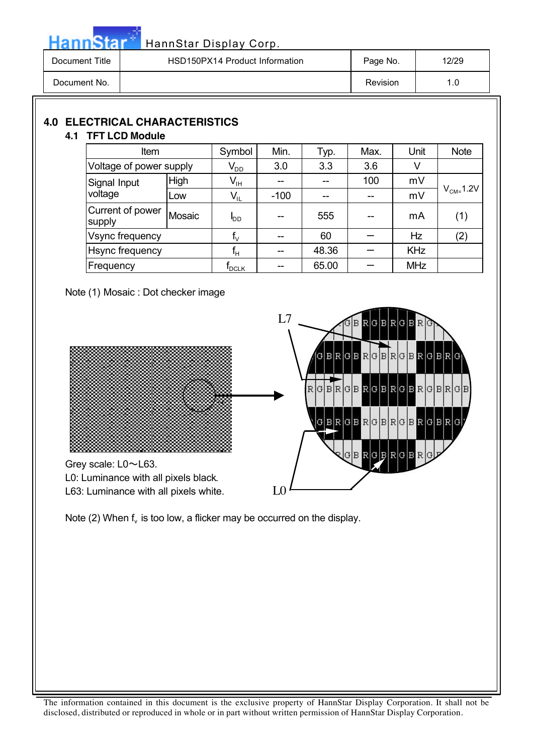## 4.0 ELECTRICAL CHARACTERISTICS

### 4.1 TFT LCD Module

| Item | | Symbol | Min. | Typ. | Max. | Unit | Note |
|---|---|---|---|---|---|---|---|
| Voltage of power supply | | $V_{DD}$ | 3.0 | 3.3 | 3.6 | V | |
| Signal Input voltage | High | $V_{IH}$ | -- | -- | 100 | mV | $V_{CM=}$1.2V |
| | Low | $V_{IL}$ | -100 | -- | -- | mV | |
| Current of power supply | Mosaic | $I_{DD}$ | -- | 555 | -- | mA | (1) |
| Vsync frequency | | $f_V$ | -- | 60 | — | Hz | (2) |
| Hsync frequency | | $f_H$ | -- | 48.36 | — | KHz | |
| Frequency | | $f_{DCLK}$ | -- | 65.00 | — | MHz | |

Note (1) Mosaic : Dot checker image

Grey scale: L0～L63.
L0: Luminance with all pixels black.
L63: Luminance with all pixels white.

Note (2) When $f_v$ is too low, a flicker may be occurred on the display.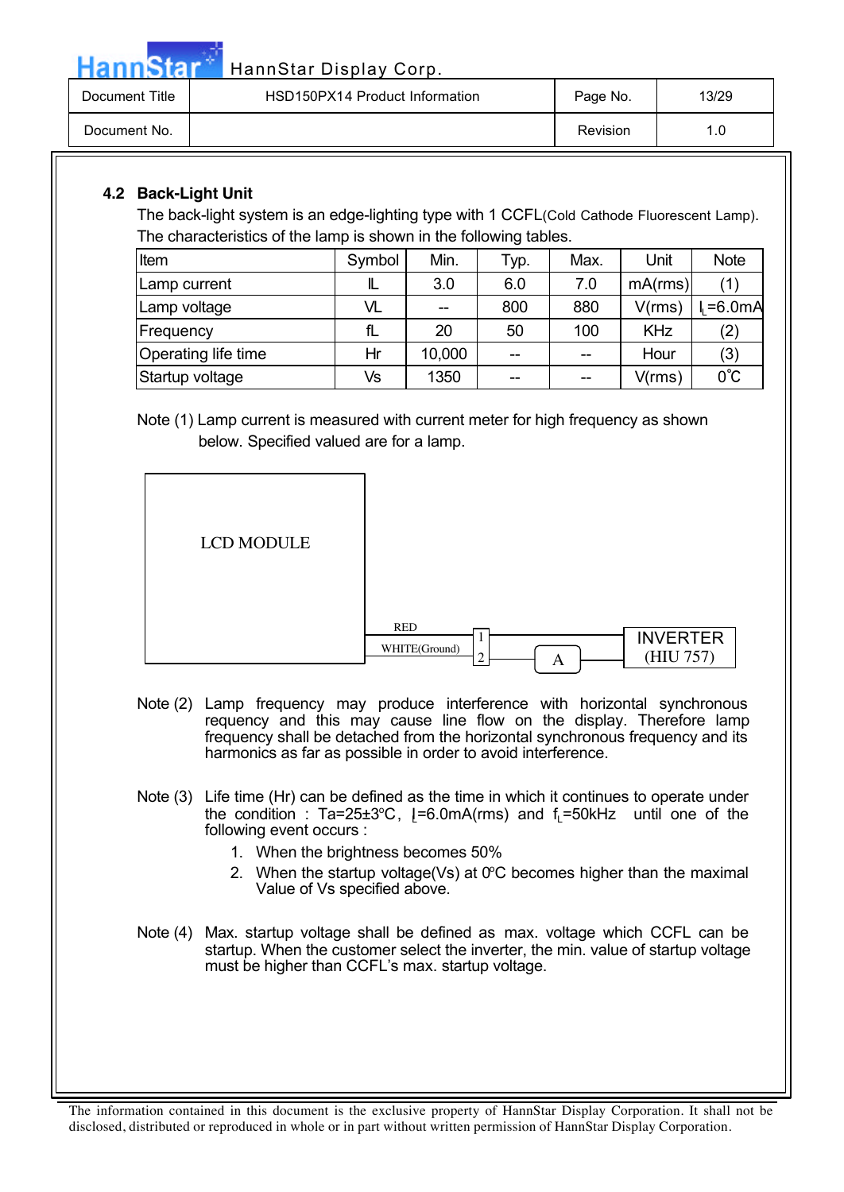### 4.2 Back-Light Unit

The back-light system is an edge-lighting type with 1 CCFL(Cold Cathode Fluorescent Lamp). The characteristics of the lamp is shown in the following tables.

| Item | Symbol | Min. | Typ. | Max. | Unit | Note |
|---|---|---|---|---|---|---|
| Lamp current | IL | 3.0 | 6.0 | 7.0 | mA(rms) | (1) |
| Lamp voltage | VL | -- | 800 | 880 | V(rms) | $I_L$=6.0mA |
| Frequency | fL | 20 | 50 | 100 | KHz | (2) |
| Operating life time | Hr | 10,000 | -- | -- | Hour | (3) |
| Startup voltage | Vs | 1350 | -- | -- | V(rms) | 0℃ |

Note (1) Lamp current is measured with current meter for high frequency as shown below. Specified valued are for a lamp.

LCD MODULE — RED (1), WHITE(Ground) (2) — A — INVERTER (HIU 757)

Note (2) Lamp frequency may produce interference with horizontal synchronous requency and this may cause line flow on the display. Therefore lamp frequency shall be detached from the horizontal synchronous frequency and its harmonics as far as possible in order to avoid interference.

Note (3) Life time (Hr) can be defined as the time in which it continues to operate under the condition : Ta=25±3°C, $I_L$=6.0mA(rms) and $f_L$=50kHz until one of the following event occurs :

1. When the brightness becomes 50%
2. When the startup voltage(Vs) at 0ºC becomes higher than the maximal Value of Vs specified above.

Note (4) Max. startup voltage shall be defined as max. voltage which CCFL can be startup. When the customer select the inverter, the min. value of startup voltage must be higher than CCFL's max. startup voltage.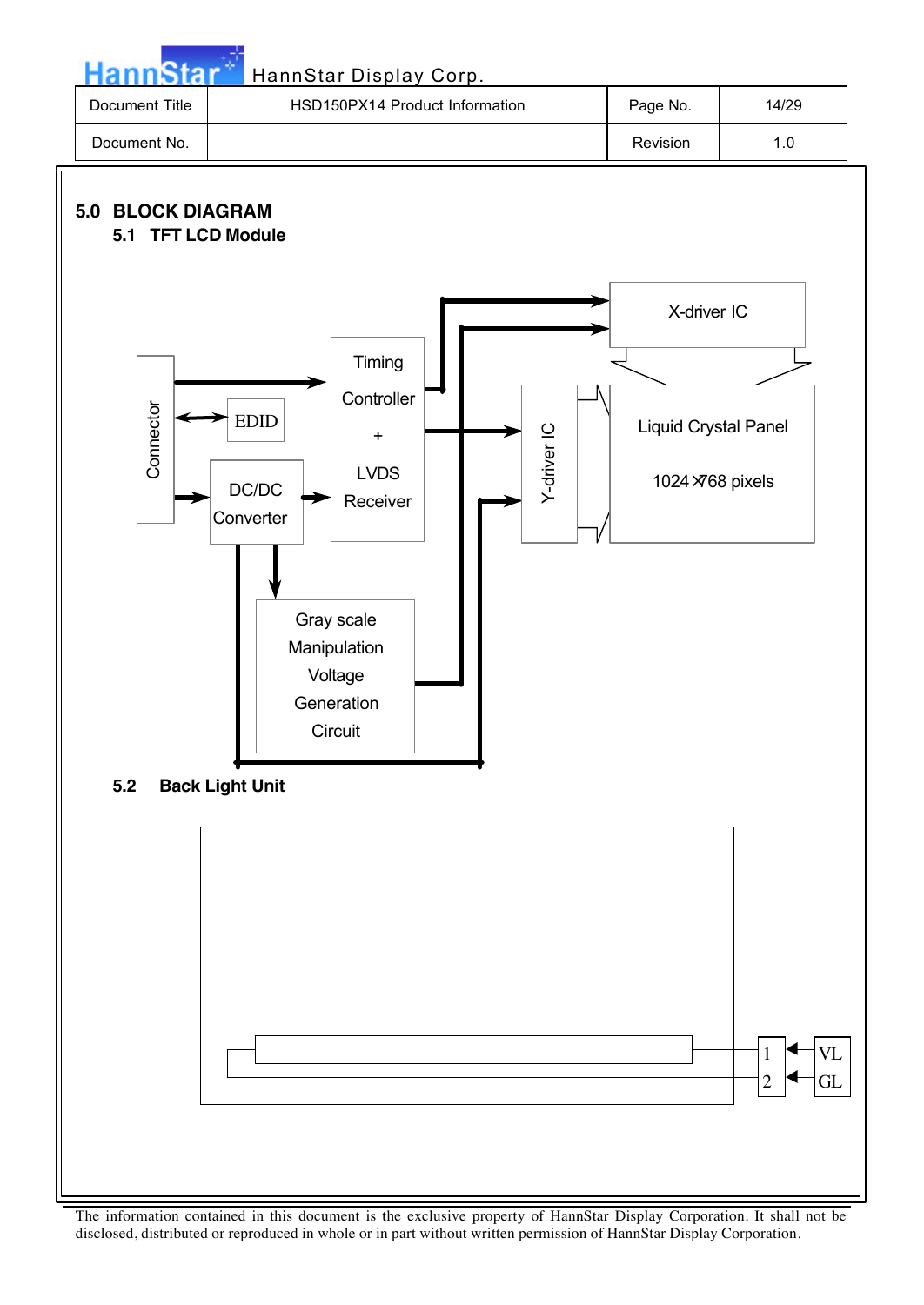## 5.0 BLOCK DIAGRAM

### 5.1 TFT LCD Module

Connector

EDID

DC/DC Converter

Timing Controller + LVDS Receiver

Gray scale Manipulation Voltage Generation Circuit

X-driver IC

Y-driver IC

Liquid Crystal Panel

1024×768 pixels

### 5.2 Back Light Unit

1 VL

2 GL

The information contained in this document is the exclusive property of HannStar Display Corporation. It shall not be disclosed, distributed or reproduced in whole or in part without written permission of HannStar Display Corporation.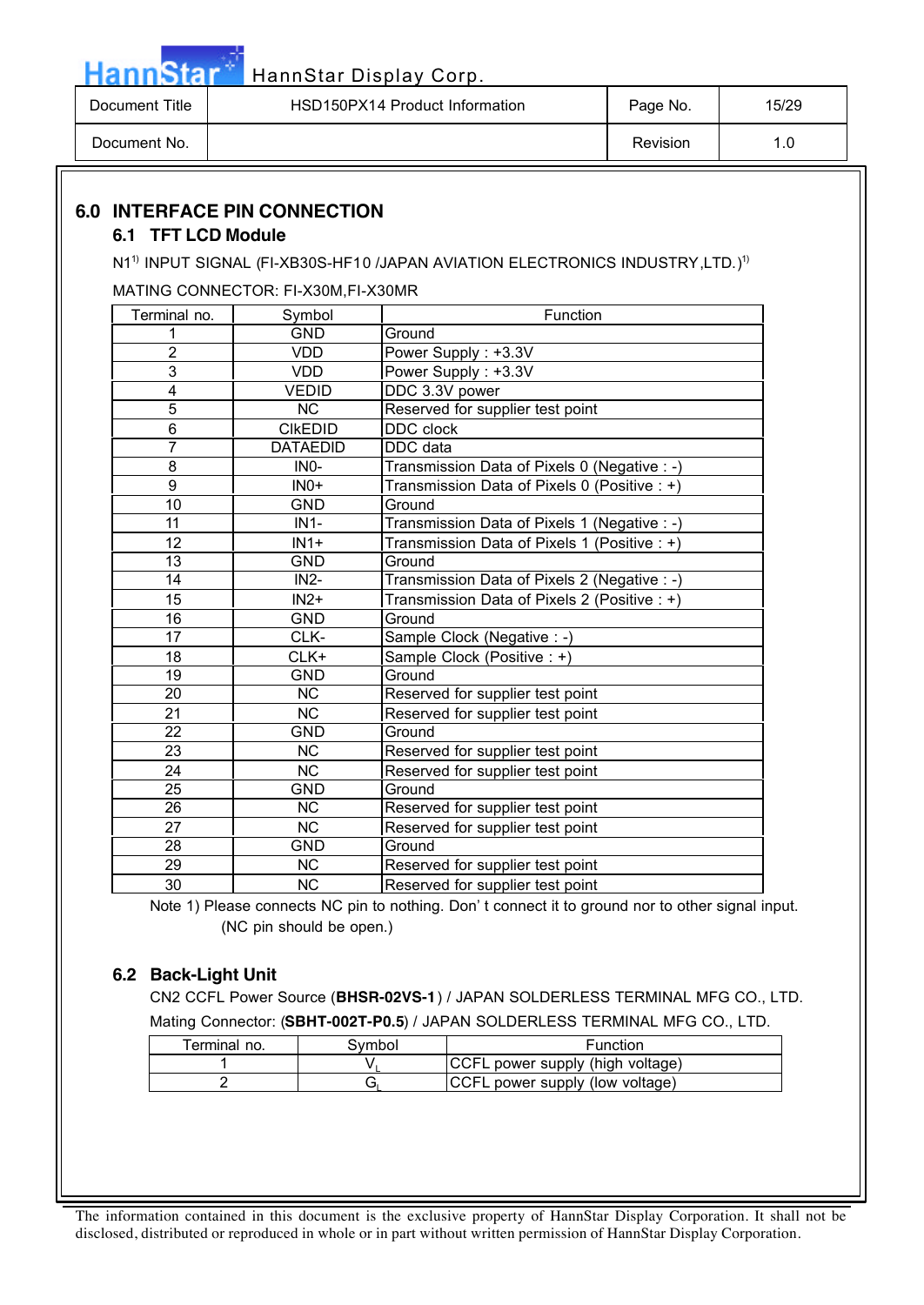## 6.0 INTERFACE PIN CONNECTION

### 6.1 TFT LCD Module

N1[1)] INPUT SIGNAL (FI-XB30S-HF10 /JAPAN AVIATION ELECTRONICS INDUSTRY,LTD.)[1)]

MATING CONNECTOR: FI-X30M,FI-X30MR

| Terminal no. | Symbol | Function |
|---|---|---|
| 1 | GND | Ground |
| 2 | VDD | Power Supply : +3.3V |
| 3 | VDD | Power Supply : +3.3V |
| 4 | VEDID | DDC 3.3V power |
| 5 | NC | Reserved for supplier test point |
| 6 | ClkEDID | DDC clock |
| 7 | DATAEDID | DDC data |
| 8 | IN0- | Transmission Data of Pixels 0 (Negative : -) |
| 9 | IN0+ | Transmission Data of Pixels 0 (Positive : +) |
| 10 | GND | Ground |
| 11 | IN1- | Transmission Data of Pixels 1 (Negative : -) |
| 12 | IN1+ | Transmission Data of Pixels 1 (Positive : +) |
| 13 | GND | Ground |
| 14 | IN2- | Transmission Data of Pixels 2 (Negative : -) |
| 15 | IN2+ | Transmission Data of Pixels 2 (Positive : +) |
| 16 | GND | Ground |
| 17 | CLK- | Sample Clock (Negative : -) |
| 18 | CLK+ | Sample Clock (Positive : +) |
| 19 | GND | Ground |
| 20 | NC | Reserved for supplier test point |
| 21 | NC | Reserved for supplier test point |
| 22 | GND | Ground |
| 23 | NC | Reserved for supplier test point |
| 24 | NC | Reserved for supplier test point |
| 25 | GND | Ground |
| 26 | NC | Reserved for supplier test point |
| 27 | NC | Reserved for supplier test point |
| 28 | GND | Ground |
| 29 | NC | Reserved for supplier test point |
| 30 | NC | Reserved for supplier test point |

Note 1) Please connects NC pin to nothing. Don' t connect it to ground nor to other signal input. (NC pin should be open.)

### 6.2 Back-Light Unit

CN2 CCFL Power Source (**BHSR-02VS-1**) / JAPAN SOLDERLESS TERMINAL MFG CO., LTD.

Mating Connector: (**SBHT-002T-P0.5**) / JAPAN SOLDERLESS TERMINAL MFG CO., LTD.

| Terminal no. | Symbol | Function |
|---|---|---|
| 1 | $V_L$ | CCFL power supply (high voltage) |
| 2 | $G_L$ | CCFL power supply (low voltage) |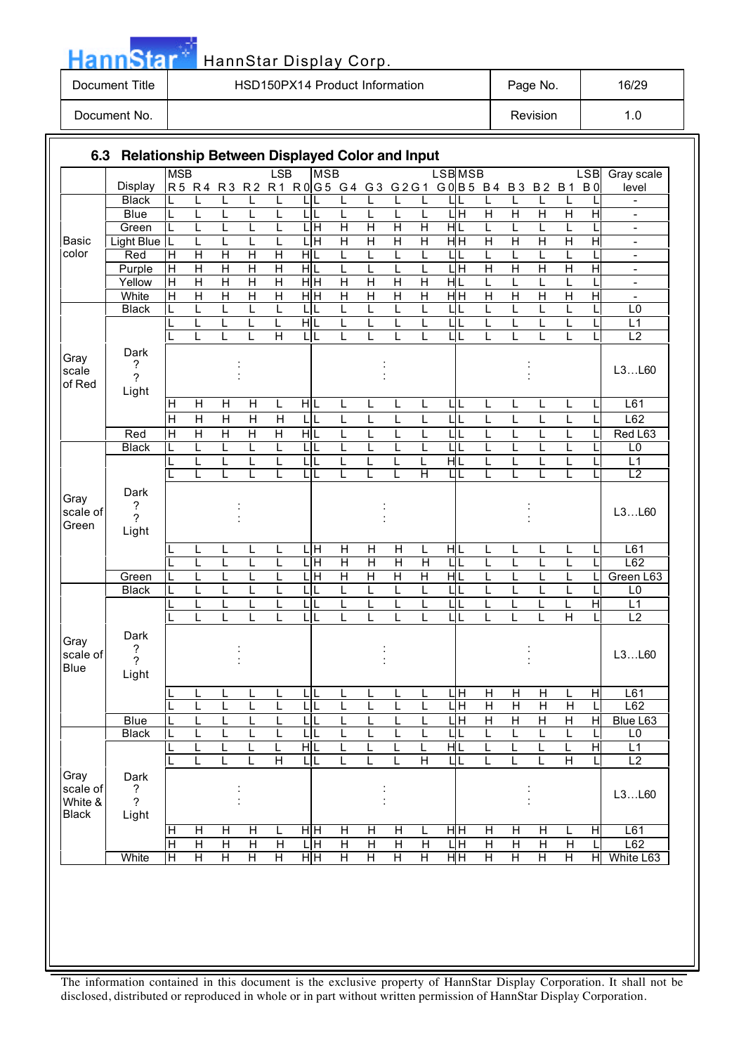| | | | | | | | | | | | | | | | | | | | | |
|---|---|---|---|---|---|---|---|---|---|---|---|---|---|---|---|---|---|---|---|---|
| Document Title | HSD150PX14 Product Information | Page No. | 16/29 |
| Document No. | | Revision | 1.0 |

## 6.3 Relationship Between Displayed Color and Input

| | Display | R5 (MSB) | R4 | R3 | R2 | R1 | R0 (LSB) | G5 (MSB) | G4 | G3 | G2 | G1 | G0 (LSB) | B5 (MSB) | B4 | B3 | B2 | B1 | B0 (LSB) | Gray scale level |
|---|---|---|---|---|---|---|---|---|---|---|---|---|---|---|---|---|---|---|---|---|
| Basic color | Black | L | L | L | L | L | L | L | L | L | L | L | L | L | L | L | L | L | L | - |
| | Blue | L | L | L | L | L | L | L | L | L | L | L | L | H | H | H | H | H | H | - |
| | Green | L | L | L | L | L | L | H | H | H | H | H | H | L | L | L | L | L | L | - |
| | Light Blue | L | L | L | L | L | L | H | H | H | H | H | H | H | H | H | H | H | H | - |
| | Red | H | H | H | H | H | H | L | L | L | L | L | L | L | L | L | L | L | L | - |
| | Purple | H | H | H | H | H | H | L | L | L | L | L | L | H | H | H | H | H | H | - |
| | Yellow | H | H | H | H | H | H | H | H | H | H | H | H | L | L | L | L | L | L | - |
| | White | H | H | H | H | H | H | H | H | H | H | H | H | H | H | H | H | H | H | - |
| Gray scale of Red | Black | L | L | L | L | L | L | L | L | L | L | L | L | L | L | L | L | L | L | L0 |
| | | L | L | L | L | L | H | L | L | L | L | L | L | L | L | L | L | L | L | L1 |
| | | L | L | L | L | H | L | L | L | L | L | L | L | L | L | L | L | L | L | L2 |
| | Dark ? ? Light | : | | | | | | : | | | | | | : | | | | | | L3…L60 |
| | | H | H | H | H | L | H | L | L | L | L | L | L | L | L | L | L | L | L | L61 |
| | | H | H | H | H | H | L | L | L | L | L | L | L | L | L | L | L | L | L | L62 |
| | Red | H | H | H | H | H | H | L | L | L | L | L | L | L | L | L | L | L | L | Red L63 |
| Gray scale of Green | Black | L | L | L | L | L | L | L | L | L | L | L | L | L | L | L | L | L | L | L0 |
| | | L | L | L | L | L | L | L | L | L | L | L | H | L | L | L | L | L | L | L1 |
| | | L | L | L | L | L | L | L | L | L | L | H | L | L | L | L | L | L | L | L2 |
| | Dark ? ? Light | : | | | | | | : | | | | | | : | | | | | | L3…L60 |
| | | L | L | L | L | L | L | H | H | H | H | L | H | L | L | L | L | L | L | L61 |
| | | L | L | L | L | L | L | H | H | H | H | H | L | L | L | L | L | L | L | L62 |
| | Green | L | L | L | L | L | L | H | H | H | H | H | H | L | L | L | L | L | L | Green L63 |
| Gray scale of Blue | Black | L | L | L | L | L | L | L | L | L | L | L | L | L | L | L | L | L | L | L0 |
| | | L | L | L | L | L | L | L | L | L | L | L | L | L | L | L | L | L | H | L1 |
| | | L | L | L | L | L | L | L | L | L | L | L | L | L | L | L | L | H | L | L2 |
| | Dark ? ? Light | : | | | | | | : | | | | | | : | | | | | | L3…L60 |
| | | L | L | L | L | L | L | L | L | L | L | L | L | H | H | H | H | L | H | L61 |
| | | L | L | L | L | L | L | L | L | L | L | L | L | H | H | H | H | H | L | L62 |
| | Blue | L | L | L | L | L | L | L | L | L | L | L | L | H | H | H | H | H | H | Blue L63 |
| Gray scale of White & Black | Black | L | L | L | L | L | L | L | L | L | L | L | L | L | L | L | L | L | L | L0 |
| | | L | L | L | L | L | H | L | L | L | L | L | H | L | L | L | L | L | H | L1 |
| | | L | L | L | L | H | L | L | L | L | L | H | L | L | L | L | L | H | L | L2 |
| | Dark ? ? Light | : | | | | | | : | | | | | | : | | | | | | L3…L60 |
| | | H | H | H | H | L | H | H | H | H | H | L | H | H | H | H | H | L | H | L61 |
| | | H | H | H | H | H | L | H | H | H | H | H | L | H | H | H | H | H | L | L62 |
| | White | H | H | H | H | H | H | H | H | H | H | H | H | H | H | H | H | H | H | White L63 |

The information contained in this document is the exclusive property of HannStar Display Corporation. It shall not be disclosed, distributed or reproduced in whole or in part without written permission of HannStar Display Corporation.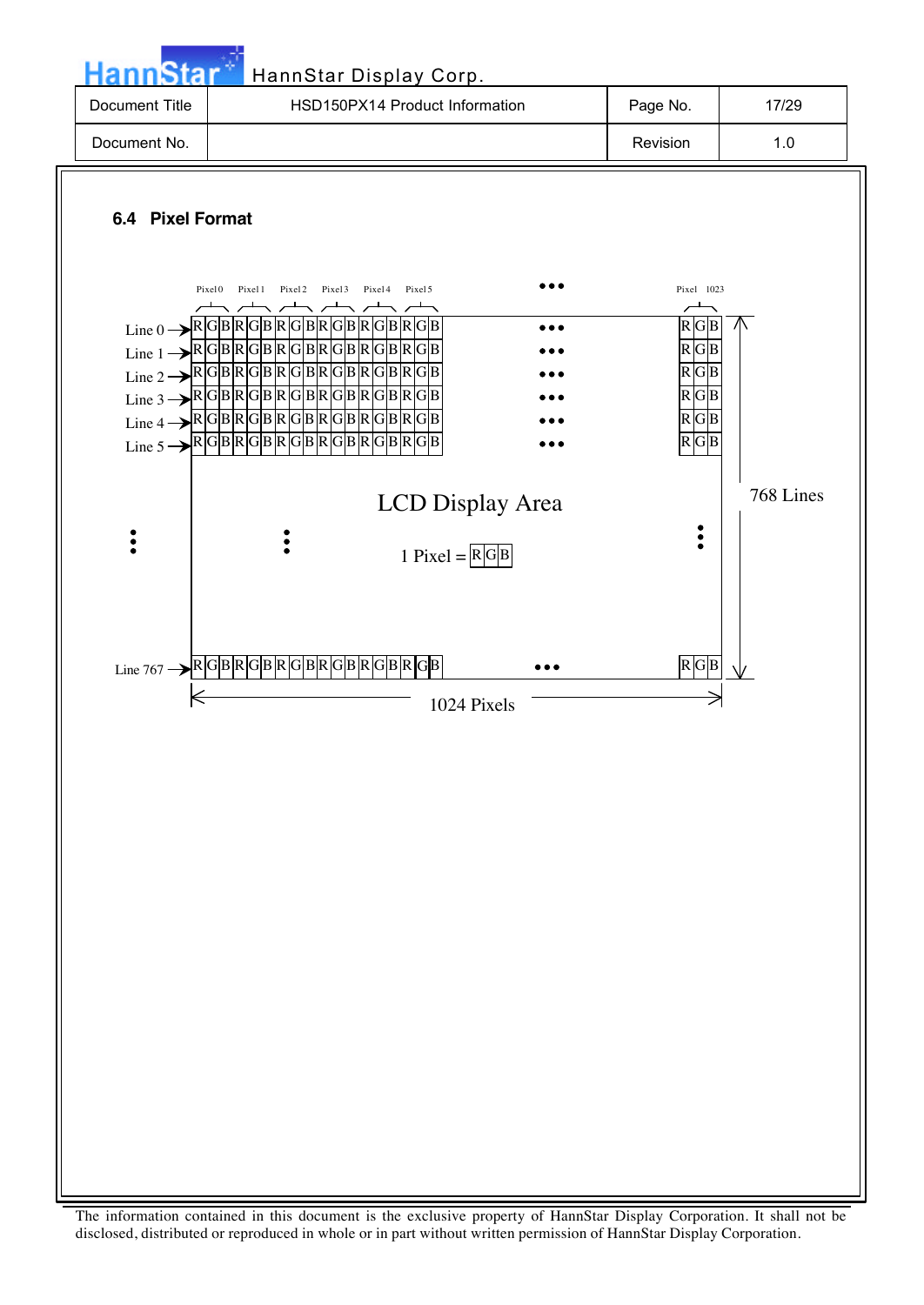### 6.4 Pixel Format

| | Pixel0 | | | Pixel1 | | | Pixel2 | | | Pixel3 | | | Pixel4 | | | Pixel5 | | | ••• | Pixel 1023 | | |
|---|---|---|---|---|---|---|---|---|---|---|---|---|---|---|---|---|---|---|---|---|---|---|
| Line 0 → | R | G | B | R | G | B | R | G | B | R | G | B | R | G | B | R | G | B | ••• | R | G | B |
| Line 1 → | R | G | B | R | G | B | R | G | B | R | G | B | R | G | B | R | G | B | ••• | R | G | B |
| Line 2 → | R | G | B | R | G | B | R | G | B | R | G | B | R | G | B | R | G | B | ••• | R | G | B |
| Line 3 → | R | G | B | R | G | B | R | G | B | R | G | B | R | G | B | R | G | B | ••• | R | G | B |
| Line 4 → | R | G | B | R | G | B | R | G | B | R | G | B | R | G | B | R | G | B | ••• | R | G | B |
| Line 5 → | R | G | B | R | G | B | R | G | B | R | G | B | R | G | B | R | G | B | ••• | R | G | B |
| ⋮ | | | | | | | ⋮ | | | | | | | | | | | | | ⋮ | | |
| Line 767 → | R | G | B | R | G | B | R | G | B | R | G | B | R | G | B | R | G | B | ••• | R | G | B |

LCD Display Area

1 Pixel = R G B

768 Lines

1024 Pixels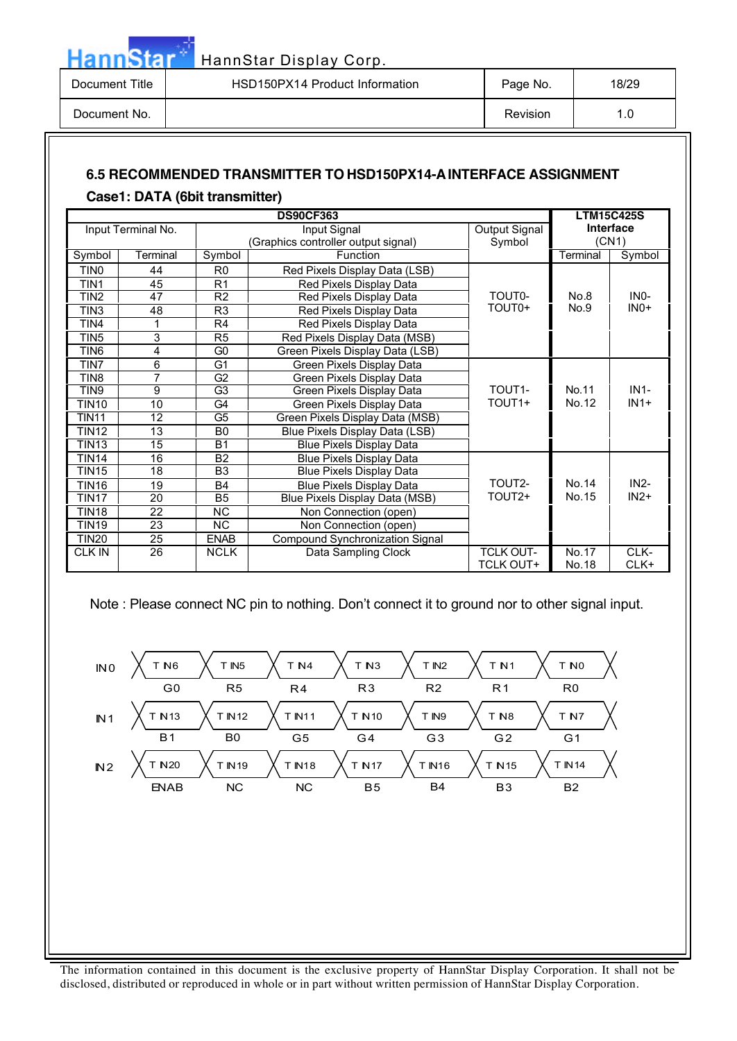### 6.5 RECOMMENDED TRANSMITTER TO HSD150PX14-A INTERFACE ASSIGNMENT

**Case1: DATA (6bit transmitter)**

| DS90CF363 | | | | | LTM15C425S Interface (CN1) | |
|---|---|---|---|---|---|---|
| Input Terminal No. | | Input Signal (Graphics controller output signal) | | Output Signal Symbol | | |
| Symbol | Terminal | Symbol | Function | | Terminal | Symbol |
| TIN0 | 44 | R0 | Red Pixels Display Data (LSB) | TOUT0- TOUT0+ | No.8 No.9 | IN0- IN0+ |
| TIN1 | 45 | R1 | Red Pixels Display Data | | | |
| TIN2 | 47 | R2 | Red Pixels Display Data | | | |
| TIN3 | 48 | R3 | Red Pixels Display Data | | | |
| TIN4 | 1 | R4 | Red Pixels Display Data | | | |
| TIN5 | 3 | R5 | Red Pixels Display Data (MSB) | | | |
| TIN6 | 4 | G0 | Green Pixels Display Data (LSB) | | | |
| TIN7 | 6 | G1 | Green Pixels Display Data | TOUT1- TOUT1+ | No.11 No.12 | IN1- IN1+ |
| TIN8 | 7 | G2 | Green Pixels Display Data | | | |
| TIN9 | 9 | G3 | Green Pixels Display Data | | | |
| TIN10 | 10 | G4 | Green Pixels Display Data | | | |
| TIN11 | 12 | G5 | Green Pixels Display Data (MSB) | | | |
| TIN12 | 13 | B0 | Blue Pixels Display Data (LSB) | | | |
| TIN13 | 15 | B1 | Blue Pixels Display Data | | | |
| TIN14 | 16 | B2 | Blue Pixels Display Data | TOUT2- TOUT2+ | No.14 No.15 | IN2- IN2+ |
| TIN15 | 18 | B3 | Blue Pixels Display Data | | | |
| TIN16 | 19 | B4 | Blue Pixels Display Data | | | |
| TIN17 | 20 | B5 | Blue Pixels Display Data (MSB) | | | |
| TIN18 | 22 | NC | Non Connection (open) | | | |
| TIN19 | 23 | NC | Non Connection (open) | | | |
| TIN20 | 25 | ENAB | Compound Synchronization Signal | | | |
| CLK IN | 26 | NCLK | Data Sampling Clock | TCLK OUT- TCLK OUT+ | No.17 No.18 | CLK- CLK+ |

Note : Please connect NC pin to nothing. Don't connect it to ground nor to other signal input.

| | | | | | | | |
|---|---|---|---|---|---|---|---|
| IN0 | TIN6 | TIN5 | TIN4 | TIN3 | TIN2 | TIN1 | TIN0 |
| | G0 | R5 | R4 | R3 | R2 | R1 | R0 |
| IN1 | TIN13 | TIN12 | TIN11 | TIN10 | TIN9 | TIN8 | TIN7 |
| | B1 | B0 | G5 | G4 | G3 | G2 | G1 |
| IN2 | TIN20 | TIN19 | TIN18 | TIN17 | TIN16 | TIN15 | TIN14 |
| | ENAB | NC | NC | B5 | B4 | B3 | B2 |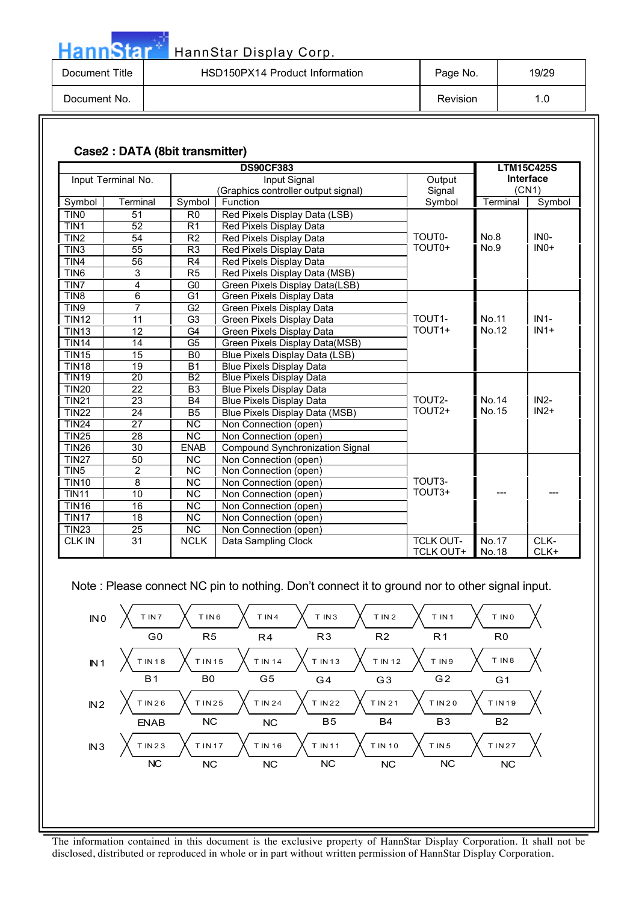### Case2 : DATA (8bit transmitter)

| DS90CF383 | | | | | LTM15C425S Interface (CN1) | |
|---|---|---|---|---|---|---|
| Input Terminal No. | | Input Signal (Graphics controller output signal) | | Output Signal | | |
| Symbol | Terminal | Symbol | Function | Symbol | Terminal | Symbol |
| TIN0 | 51 | R0 | Red Pixels Display Data (LSB) | TOUT0- TOUT0+ | No.8 No.9 | IN0- IN0+ |
| TIN1 | 52 | R1 | Red Pixels Display Data | | | |
| TIN2 | 54 | R2 | Red Pixels Display Data | | | |
| TIN3 | 55 | R3 | Red Pixels Display Data | | | |
| TIN4 | 56 | R4 | Red Pixels Display Data | | | |
| TIN6 | 3 | R5 | Red Pixels Display Data (MSB) | | | |
| TIN7 | 4 | G0 | Green Pixels Display Data(LSB) | | | |
| TIN8 | 6 | G1 | Green Pixels Display Data | TOUT1- TOUT1+ | No.11 No.12 | IN1- IN1+ |
| TIN9 | 7 | G2 | Green Pixels Display Data | | | |
| TIN12 | 11 | G3 | Green Pixels Display Data | | | |
| TIN13 | 12 | G4 | Green Pixels Display Data | | | |
| TIN14 | 14 | G5 | Green Pixels Display Data(MSB) | | | |
| TIN15 | 15 | B0 | Blue Pixels Display Data (LSB) | | | |
| TIN18 | 19 | B1 | Blue Pixels Display Data | | | |
| TIN19 | 20 | B2 | Blue Pixels Display Data | TOUT2- TOUT2+ | No.14 No.15 | IN2- IN2+ |
| TIN20 | 22 | B3 | Blue Pixels Display Data | | | |
| TIN21 | 23 | B4 | Blue Pixels Display Data | | | |
| TIN22 | 24 | B5 | Blue Pixels Display Data (MSB) | | | |
| TIN24 | 27 | NC | Non Connection (open) | | | |
| TIN25 | 28 | NC | Non Connection (open) | | | |
| TIN26 | 30 | ENAB | Compound Synchronization Signal | | | |
| TIN27 | 50 | NC | Non Connection (open) | TOUT3- TOUT3+ | --- | --- |
| TIN5 | 2 | NC | Non Connection (open) | | | |
| TIN10 | 8 | NC | Non Connection (open) | | | |
| TIN11 | 10 | NC | Non Connection (open) | | | |
| TIN16 | 16 | NC | Non Connection (open) | | | |
| TIN17 | 18 | NC | Non Connection (open) | | | |
| TIN23 | 25 | NC | Non Connection (open) | | | |
| CLK IN | 31 | NCLK | Data Sampling Clock | TCLK OUT- TCLK OUT+ | No.17 No.18 | CLK- CLK+ |

Note : Please connect NC pin to nothing. Don't connect it to ground nor to other signal input.

| | | | | | | | |
|---|---|---|---|---|---|---|---|
| IN0 | TIN7 | TIN6 | TIN4 | TIN3 | TIN2 | TIN1 | TIN0 |
| | G0 | R5 | R4 | R3 | R2 | R1 | R0 |
| IN1 | TIN18 | TIN15 | TIN14 | TIN13 | TIN12 | TIN9 | TIN8 |
| | B1 | B0 | G5 | G4 | G3 | G2 | G1 |
| IN2 | TIN26 | TIN25 | TIN24 | TIN22 | TIN21 | TIN20 | TIN19 |
| | ENAB | NC | NC | B5 | B4 | B3 | B2 |
| IN3 | TIN23 | TIN17 | TIN16 | TIN11 | TIN10 | TIN5 | TIN27 |
| | NC | NC | NC | NC | NC | NC | NC |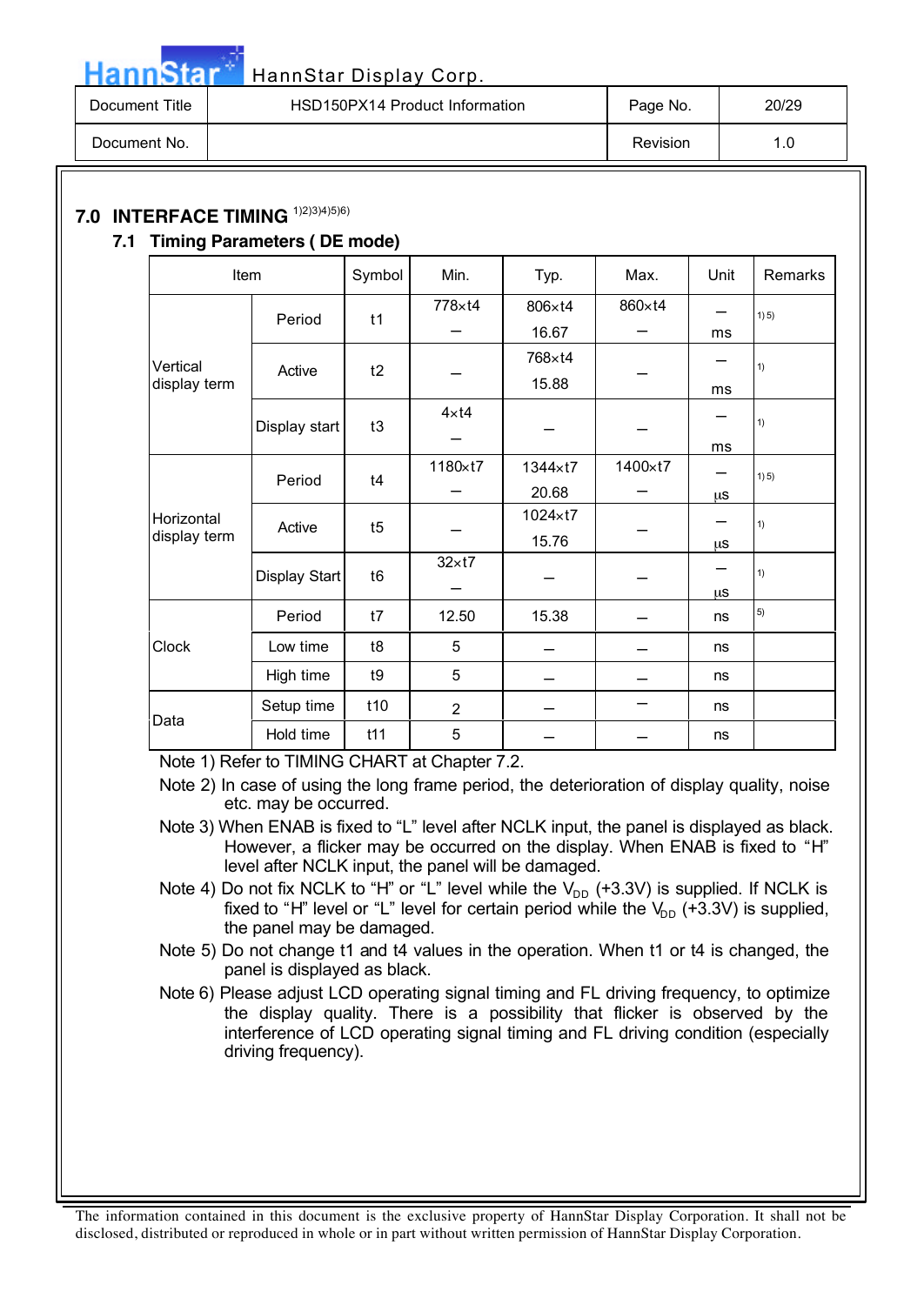## 7.0 INTERFACE TIMING [1)2)3)4)5)6)]

### 7.1 Timing Parameters ( DE mode)

| Item | | Symbol | Min. | Typ. | Max. | Unit | Remarks |
|---|---|---|---|---|---|---|---|
| Vertical display term | Period | t1 | 778×t4 / – | 806×t4 / 16.67 | 860×t4 / – | – / ms | 1) 5) |
| | Active | t2 | – | 768×t4 / 15.88 | – | – / ms | 1) |
| | Display start | t3 | 4×t4 / – | – | – | – / ms | 1) |
| Horizontal display term | Period | t4 | 1180×t7 / – | 1344×t7 / 20.68 | 1400×t7 / – | – / µs | 1) 5) |
| | Active | t5 | – | 1024×t7 / 15.76 | – | – / µs | 1) |
| | Display Start | t6 | 32×t7 / – | – | – | – / µs | 1) |
| Clock | Period | t7 | 12.50 | 15.38 | – | ns | 5) |
| | Low time | t8 | 5 | – | – | ns | |
| | High time | t9 | 5 | – | – | ns | |
| Data | Setup time | t10 | 2 | – | – | ns | |
| | Hold time | t11 | 5 | – | – | ns | |

Note 1) Refer to TIMING CHART at Chapter 7.2.

Note 2) In case of using the long frame period, the deterioration of display quality, noise etc. may be occurred.

Note 3) When ENAB is fixed to "L" level after NCLK input, the panel is displayed as black. However, a flicker may be occurred on the display. When ENAB is fixed to "H" level after NCLK input, the panel will be damaged.

Note 4) Do not fix NCLK to "H" or "L" level while the $V_{DD}$ (+3.3V) is supplied. If NCLK is fixed to "H" level or "L" level for certain period while the $V_{DD}$ (+3.3V) is supplied, the panel may be damaged.

Note 5) Do not change t1 and t4 values in the operation. When t1 or t4 is changed, the panel is displayed as black.

Note 6) Please adjust LCD operating signal timing and FL driving frequency, to optimize the display quality. There is a possibility that flicker is observed by the interference of LCD operating signal timing and FL driving condition (especially driving frequency).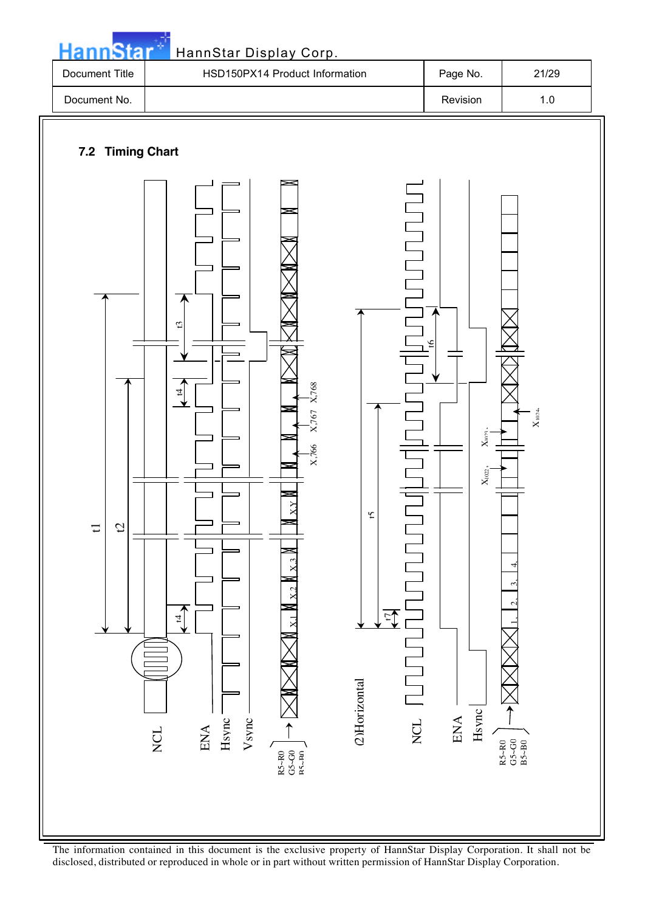## 7.2 Timing Chart

NCL
ENA
Hsync
Vsync
R5~R0
G5~G0
B5~B0

t1
t2
t3
t4
t4

X,1 X,2 X,3 X,Y X,766 X,767 X,768

(2)Horizontal

NCL
ENA
Hsync
R5~R0
G5~G0
B5~B0

t5
t6
t7

1, 2, 3, 4, $X_{1022}$, $X_{1023}$, $X_{1024}$

The information contained in this document is the exclusive property of HannStar Display Corporation. It shall not be disclosed, distributed or reproduced in whole or in part without written permission of HannStar Display Corporation.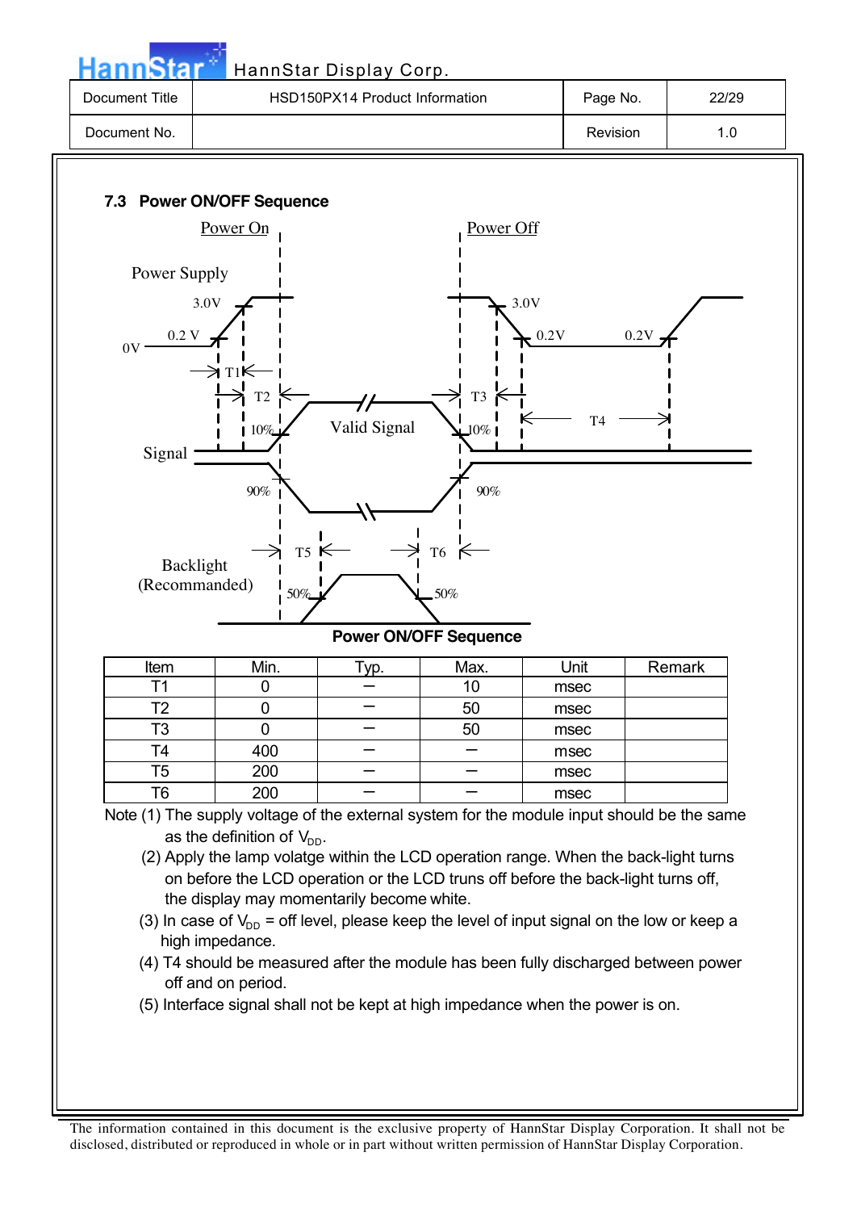### 7.3 Power ON/OFF Sequence

**Power ON/OFF Sequence**

| Item | Min. | Typ. | Max. | Unit | Remark |
|---|---|---|---|---|---|
| T1 | 0 | — | 10 | msec | |
| T2 | 0 | — | 50 | msec | |
| T3 | 0 | — | 50 | msec | |
| T4 | 400 | — | — | msec | |
| T5 | 200 | — | — | msec | |
| T6 | 200 | — | — | msec | |

Note (1) The supply voltage of the external system for the module input should be the same as the definition of $V_{DD}$.

(2) Apply the lamp volatge within the LCD operation range. When the back-light turns on before the LCD operation or the LCD truns off before the back-light turns off, the display may momentarily become white.

(3) In case of $V_{DD}$ = off level, please keep the level of input signal on the low or keep a high impedance.

(4) T4 should be measured after the module has been fully discharged between power off and on period.

(5) Interface signal shall not be kept at high impedance when the power is on.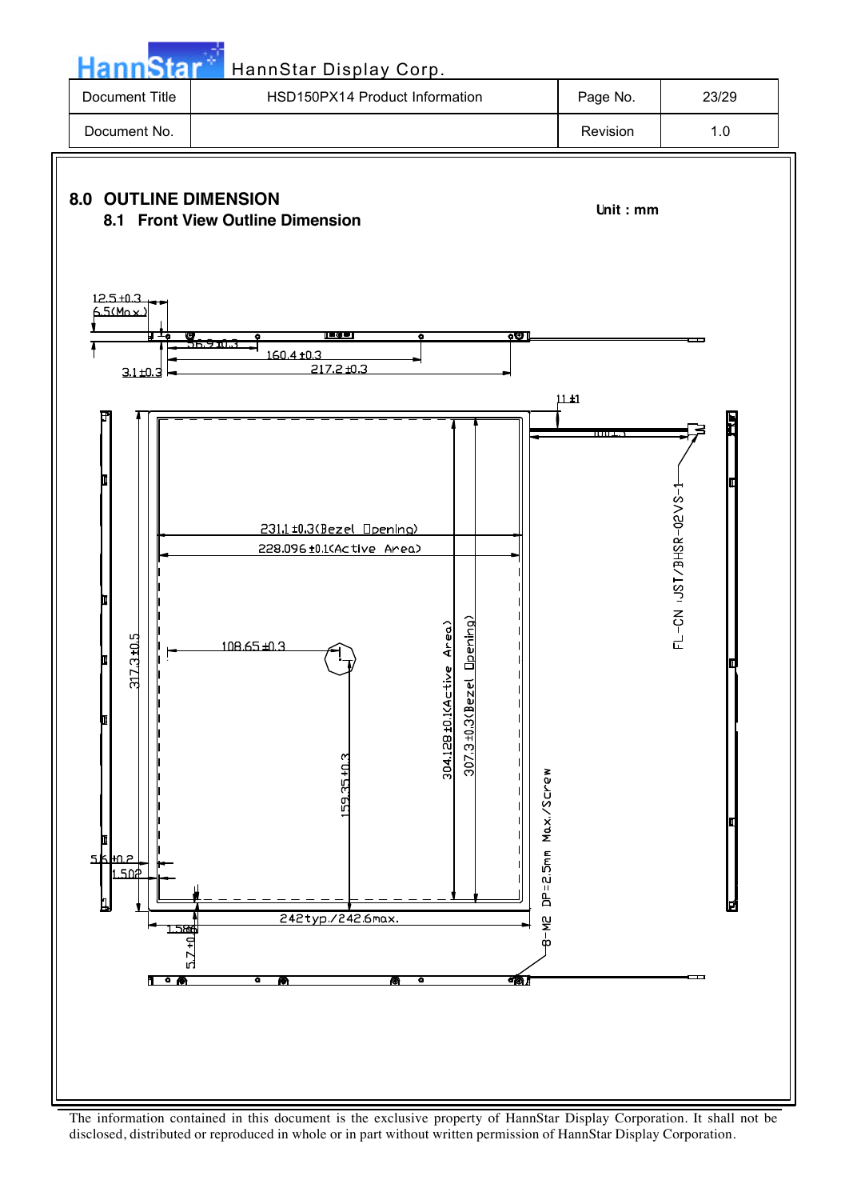# 8.0 OUTLINE DIMENSION

## 8.1 Front View Outline Dimension

**Unit : mm**

12.5±0.3

6.5(Max.)

56.9±0.3

160.4±0.3

217.2±0.3

3.1±0.3

11±1

100±5

231.1±0.3(Bezel Opening)

228.096±0.1(Active Area)

FL-CN :JST/BHSR-02VS-1

317.3±0.5

108.65±0.3

304.128±0.1(Active Area)

307.3±0.3(Bezel Opening)

159.35±0.3

8-M2 DP=2.5mm Max./Screw

5.6±0.2

1.502

242typ./242.6max.

1.586

5.7±0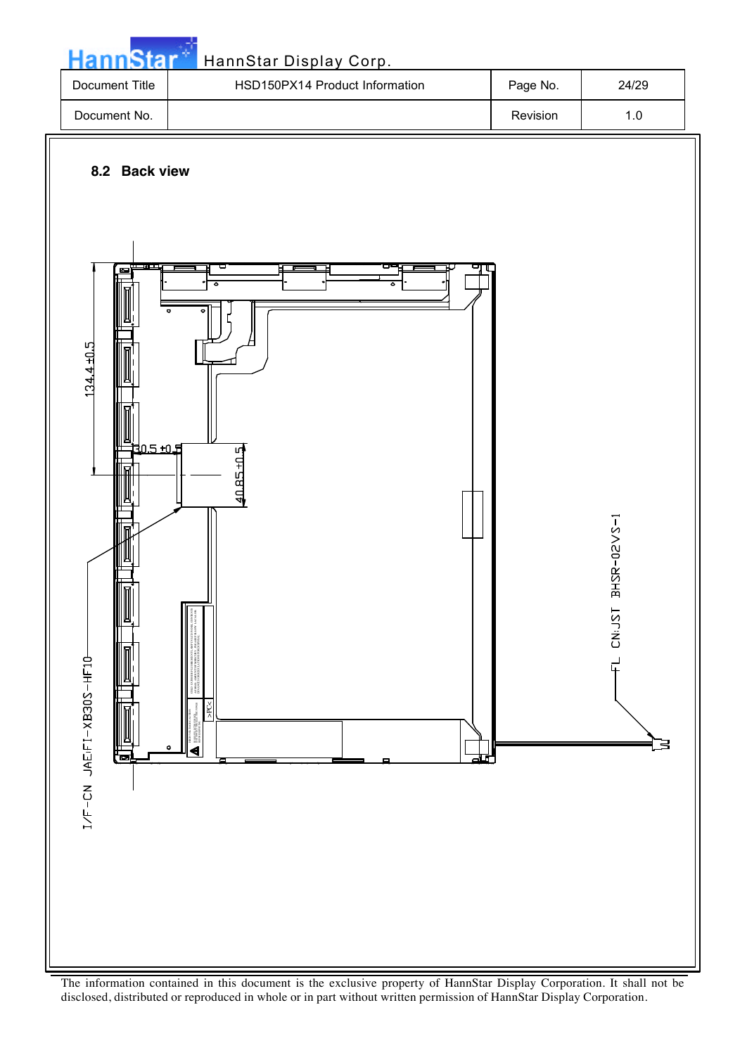## 8.2 Back view

134.4 ±0.5

30.5 ±0.5

40.85 ±0.5

I/F-CN JAE:FI-XB30S-HF10

FL CN:JST BHSR-02VS-1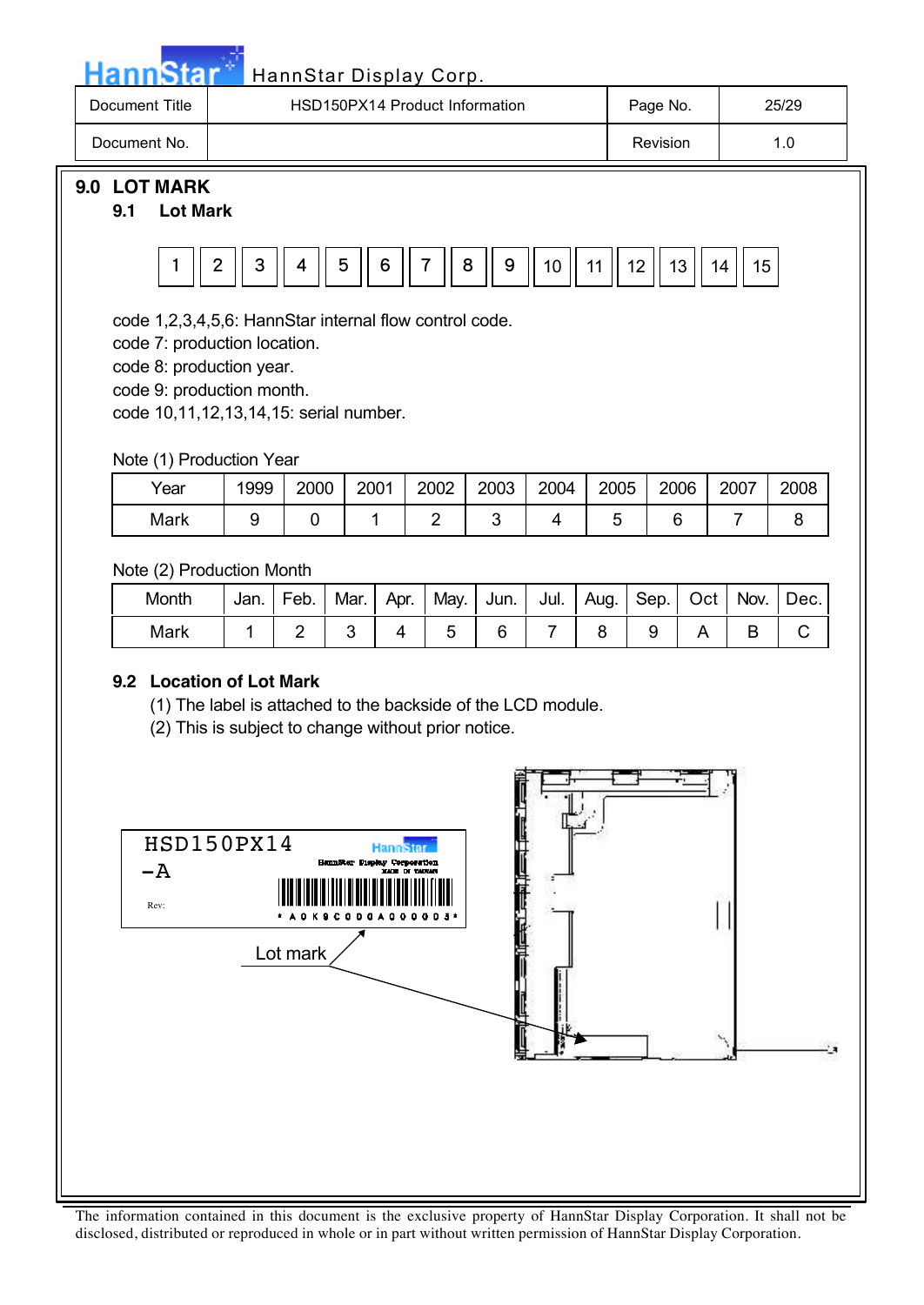## 9.0 LOT MARK

### 9.1 Lot Mark

| 1 | 2 | 3 | 4 | 5 | 6 | 7 | 8 | 9 | 10 | 11 | 12 | 13 | 14 | 15 |
|---|---|---|---|---|---|---|---|---|---|---|---|---|---|---|

code 1,2,3,4,5,6: HannStar internal flow control code.
code 7: production location.
code 8: production year.
code 9: production month.
code 10,11,12,13,14,15: serial number.

Note (1) Production Year

| Year | 1999 | 2000 | 2001 | 2002 | 2003 | 2004 | 2005 | 2006 | 2007 | 2008 |
|---|---|---|---|---|---|---|---|---|---|---|
| Mark | 9 | 0 | 1 | 2 | 3 | 4 | 5 | 6 | 7 | 8 |

Note (2) Production Month

| Month | Jan. | Feb. | Mar. | Apr. | May. | Jun. | Jul. | Aug. | Sep. | Oct | Nov. | Dec. |
|---|---|---|---|---|---|---|---|---|---|---|---|---|
| Mark | 1 | 2 | 3 | 4 | 5 | 6 | 7 | 8 | 9 | A | B | C |

### 9.2 Location of Lot Mark

(1) The label is attached to the backside of the LCD module.
(2) This is subject to change without prior notice.

HSD150PX14
-A
Rev:
HannStar Display Corporation
MADE IN TAIWAN
* A 0 K 9 C 0 0 0 A 0 0 0 0 0 3 *

Lot mark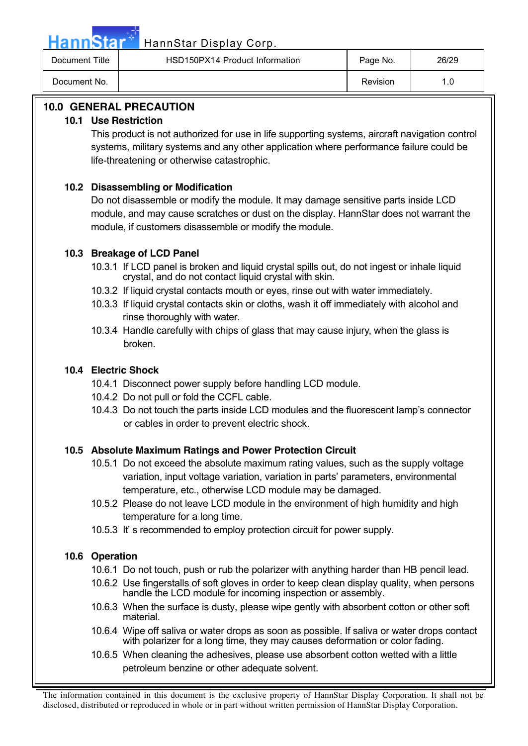## 10.0 GENERAL PRECAUTION

### 10.1 Use Restriction

This product is not authorized for use in life supporting systems, aircraft navigation control systems, military systems and any other application where performance failure could be life-threatening or otherwise catastrophic.

### 10.2 Disassembling or Modification

Do not disassemble or modify the module. It may damage sensitive parts inside LCD module, and may cause scratches or dust on the display. HannStar does not warrant the module, if customers disassemble or modify the module.

### 10.3 Breakage of LCD Panel

10.3.1 If LCD panel is broken and liquid crystal spills out, do not ingest or inhale liquid crystal, and do not contact liquid crystal with skin.

10.3.2 If liquid crystal contacts mouth or eyes, rinse out with water immediately.

10.3.3 If liquid crystal contacts skin or cloths, wash it off immediately with alcohol and rinse thoroughly with water.

10.3.4 Handle carefully with chips of glass that may cause injury, when the glass is broken.

### 10.4 Electric Shock

10.4.1 Disconnect power supply before handling LCD module.

10.4.2 Do not pull or fold the CCFL cable.

10.4.3 Do not touch the parts inside LCD modules and the fluorescent lamp's connector or cables in order to prevent electric shock.

### 10.5 Absolute Maximum Ratings and Power Protection Circuit

10.5.1 Do not exceed the absolute maximum rating values, such as the supply voltage variation, input voltage variation, variation in parts' parameters, environmental temperature, etc., otherwise LCD module may be damaged.

10.5.2 Please do not leave LCD module in the environment of high humidity and high temperature for a long time.

10.5.3 It' s recommended to employ protection circuit for power supply.

### 10.6 Operation

10.6.1 Do not touch, push or rub the polarizer with anything harder than HB pencil lead.

10.6.2 Use fingerstalls of soft gloves in order to keep clean display quality, when persons handle the LCD module for incoming inspection or assembly.

10.6.3 When the surface is dusty, please wipe gently with absorbent cotton or other soft material.

10.6.4 Wipe off saliva or water drops as soon as possible. If saliva or water drops contact with polarizer for a long time, they may causes deformation or color fading.

10.6.5 When cleaning the adhesives, please use absorbent cotton wetted with a little petroleum benzine or other adequate solvent.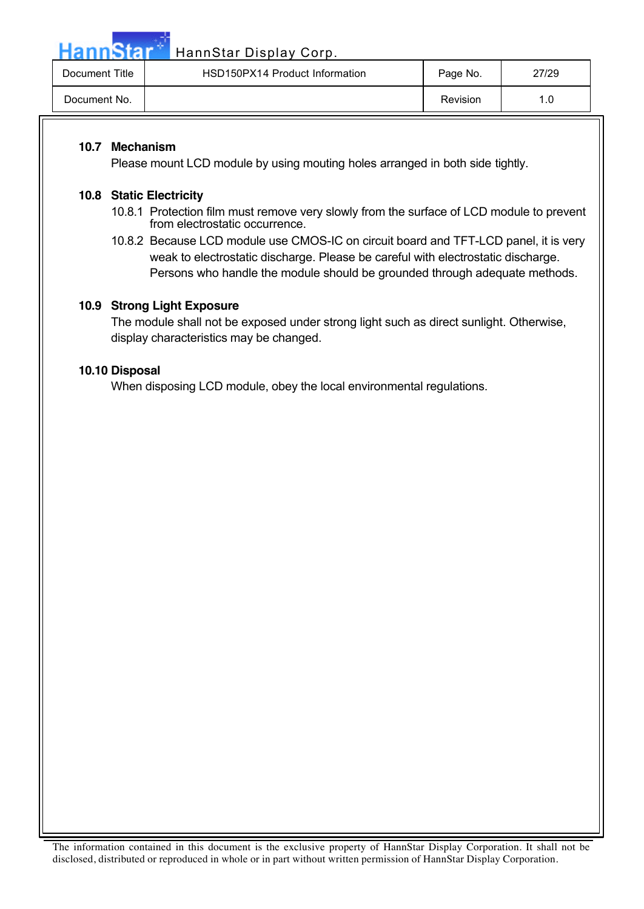### 10.7 Mechanism

Please mount LCD module by using mouting holes arranged in both side tightly.

### 10.8 Static Electricity

10.8.1 Protection film must remove very slowly from the surface of LCD module to prevent from electrostatic occurrence.

10.8.2 Because LCD module use CMOS-IC on circuit board and TFT-LCD panel, it is very weak to electrostatic discharge. Please be careful with electrostatic discharge. Persons who handle the module should be grounded through adequate methods.

### 10.9 Strong Light Exposure

The module shall not be exposed under strong light such as direct sunlight. Otherwise, display characteristics may be changed.

### 10.10 Disposal

When disposing LCD module, obey the local environmental regulations.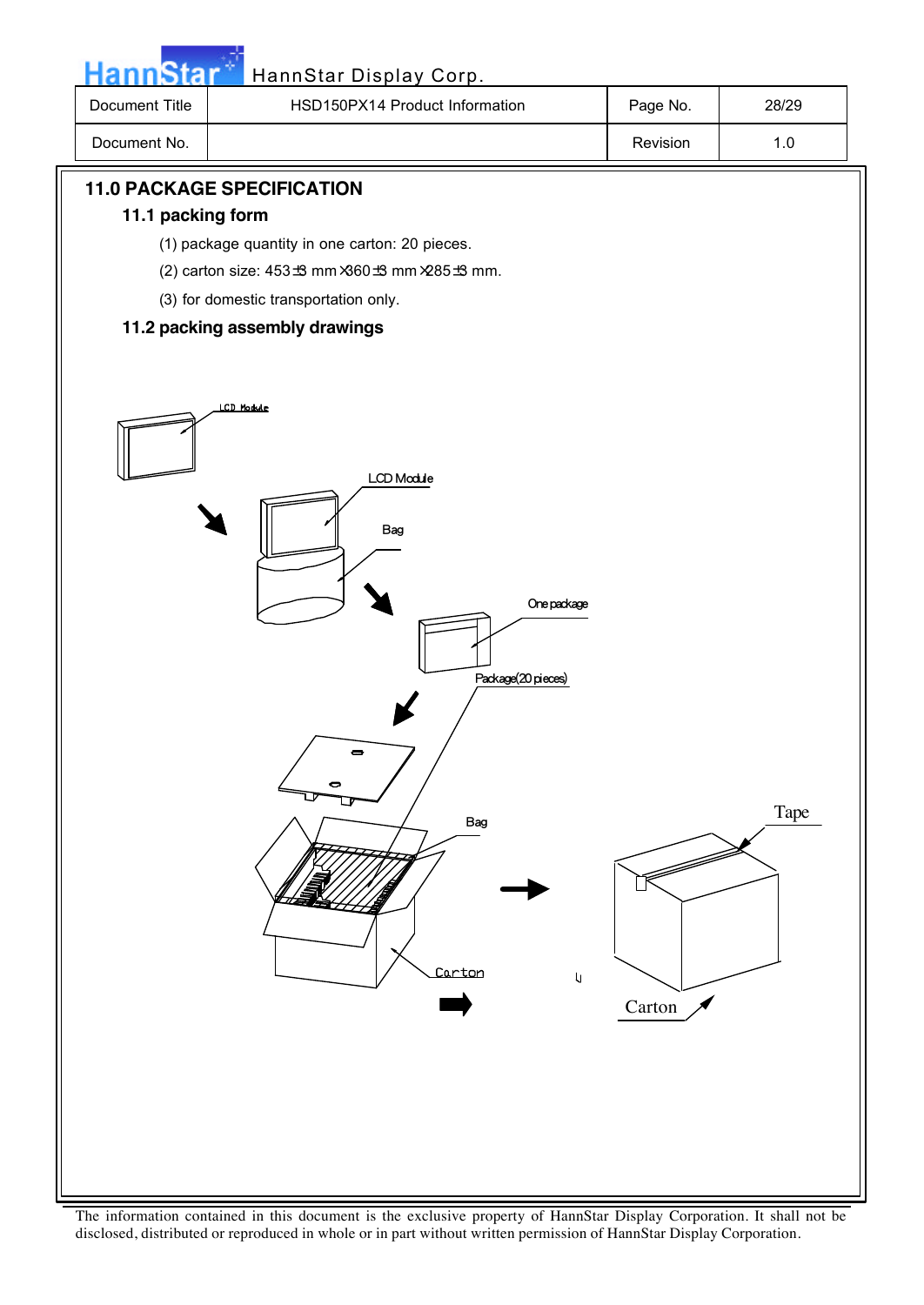## 11.0 PACKAGE SPECIFICATION

### 11.1 packing form

(1) package quantity in one carton: 20 pieces.

(2) carton size: 453±3 mm×360±3 mm×285±3 mm.

(3) for domestic transportation only.

### 11.2 packing assembly drawings

LCD Module

LCD Module

Bag

One package

Package(20 pieces)

Bag

Carton

Tape

Carton

The information contained in this document is the exclusive property of HannStar Display Corporation. It shall not be disclosed, distributed or reproduced in whole or in part without written permission of HannStar Display Corporation.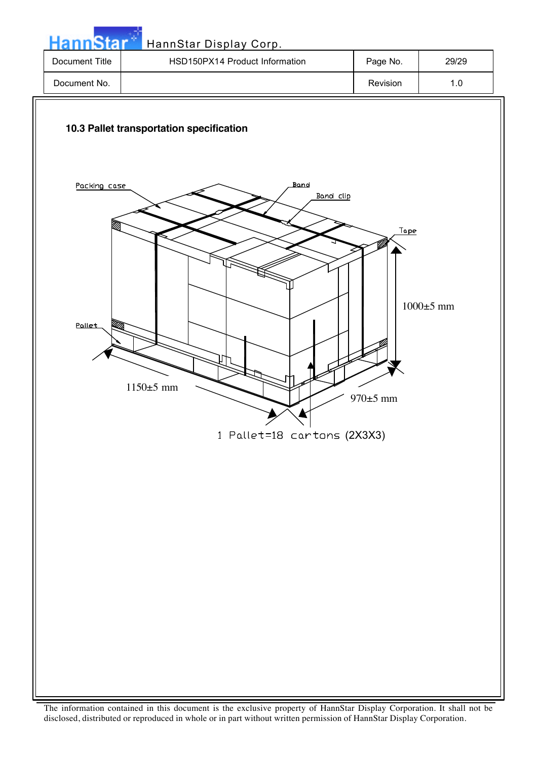## 10.3 Pallet transportation specification

Packing case

Band

Band clip

Tape

Pallet

1000±5 mm

1150±5 mm

970±5 mm

1 Pallet=18 cartons (2X3X3)

The information contained in this document is the exclusive property of HannStar Display Corporation. It shall not be disclosed, distributed or reproduced in whole or in part without written permission of HannStar Display Corporation.